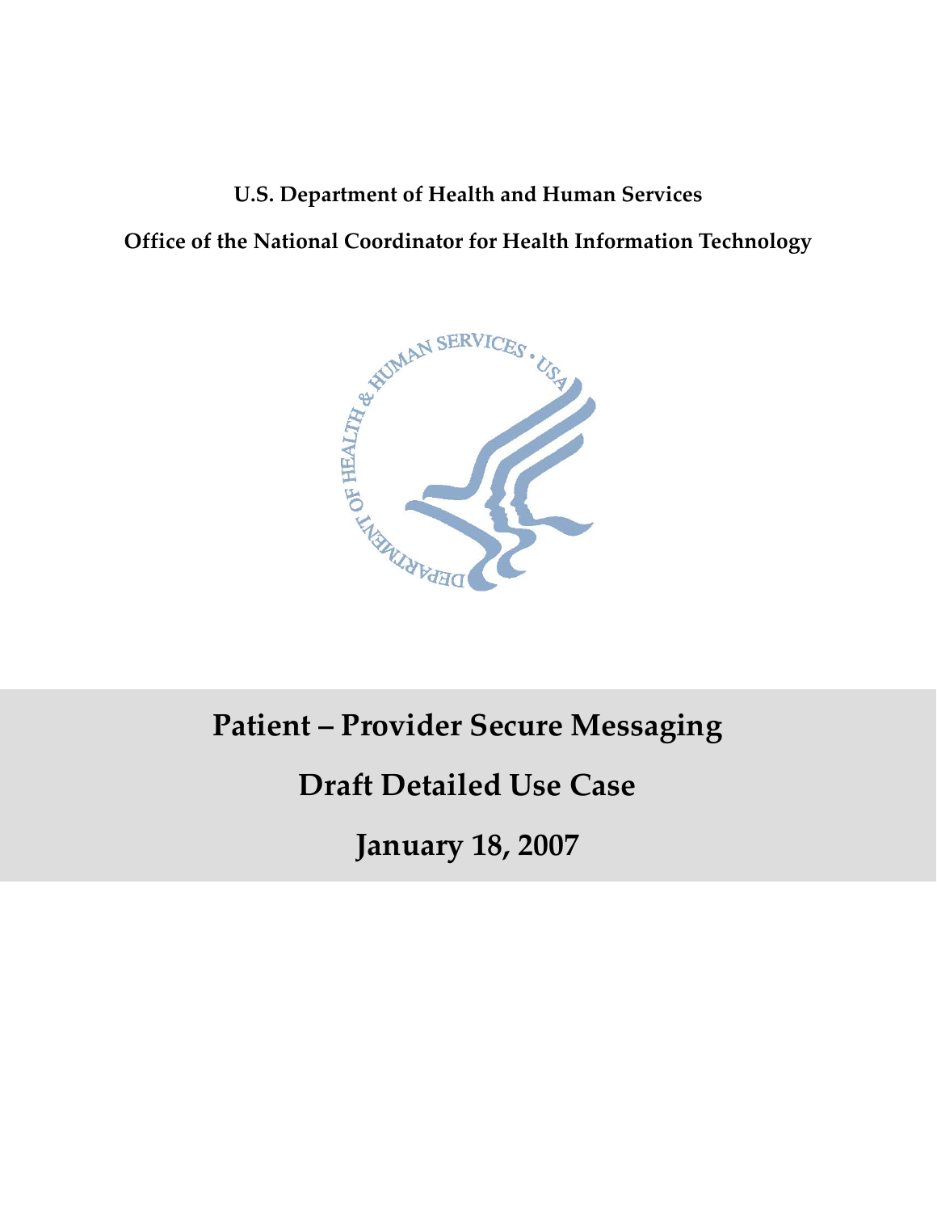**U.S. Department of Health and Human Services**

**Office of the National Coordinator for Health Information Technology**

# Patient – Provider Secure Messaging

# Draft Detailed Use Case

# January 18, 2007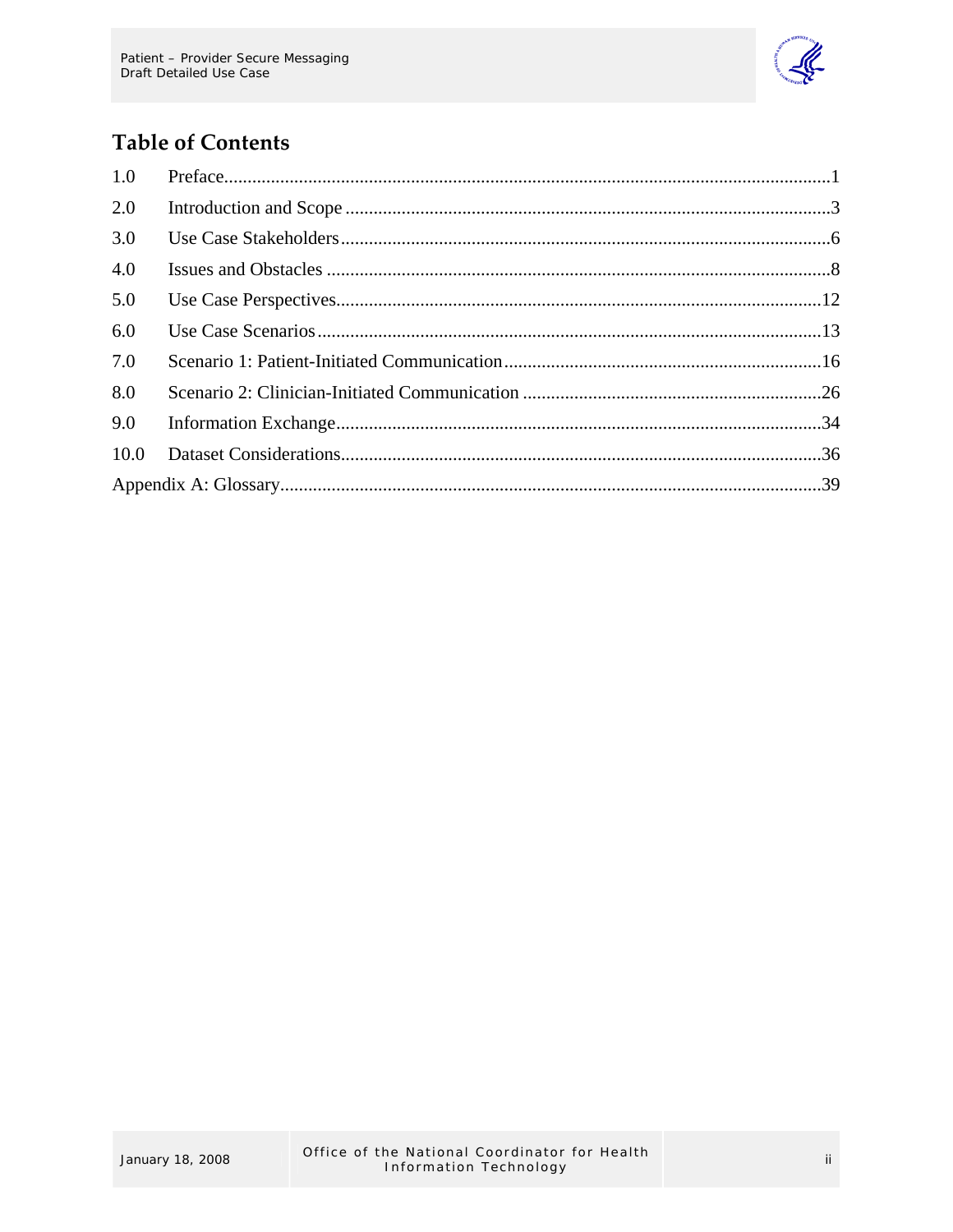## Table of Contents

| | | |
|---|---|---|
| 1.0 | Preface | 1 |
| 2.0 | Introduction and Scope | 3 |
| 3.0 | Use Case Stakeholders | 6 |
| 4.0 | Issues and Obstacles | 8 |
| 5.0 | Use Case Perspectives | 12 |
| 6.0 | Use Case Scenarios | 13 |
| 7.0 | Scenario 1: Patient-Initiated Communication | 16 |
| 8.0 | Scenario 2: Clinician-Initiated Communication | 26 |
| 9.0 | Information Exchange | 34 |
| 10.0 | Dataset Considerations | 36 |
| Appendix A: Glossary | | 39 |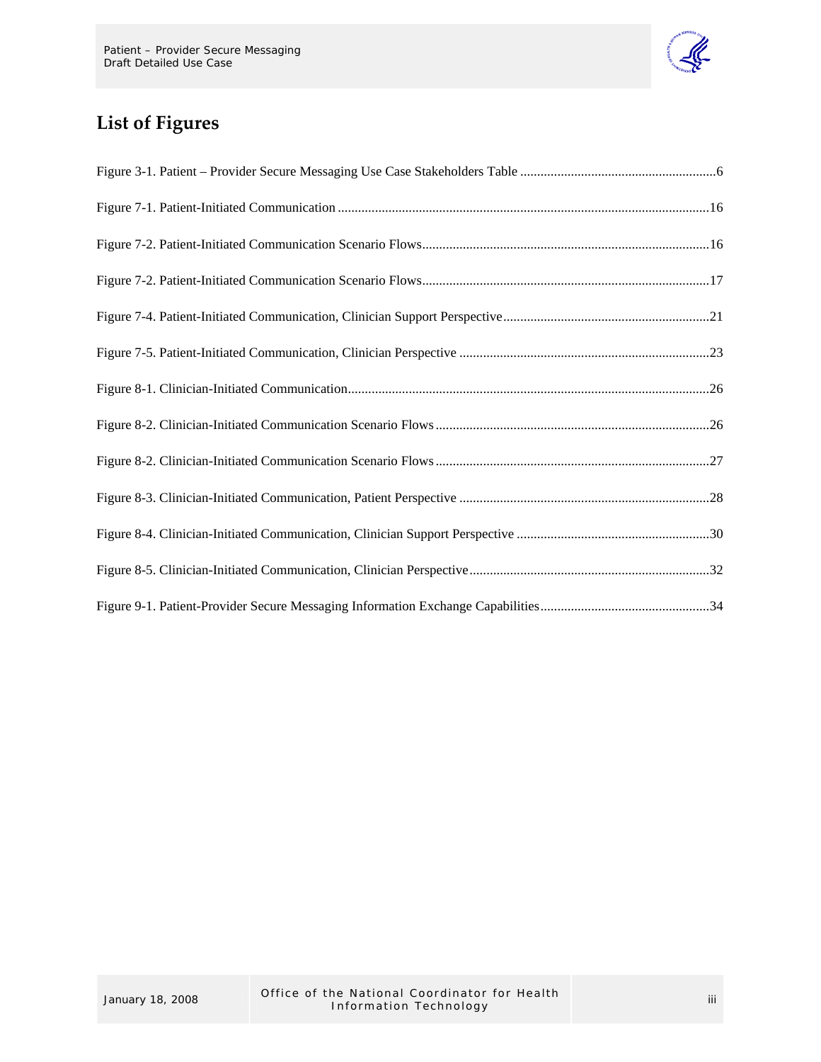## List of Figures

Figure 3-1. Patient – Provider Secure Messaging Use Case Stakeholders Table ..........................................................6

Figure 7-1. Patient-Initiated Communication .............................................................................................................16

Figure 7-2. Patient-Initiated Communication Scenario Flows.....................................................................................16

Figure 7-2. Patient-Initiated Communication Scenario Flows.....................................................................................17

Figure 7-4. Patient-Initiated Communication, Clinician Support Perspective.............................................................21

Figure 7-5. Patient-Initiated Communication, Clinician Perspective ..........................................................................23

Figure 8-1. Clinician-Initiated Communication...........................................................................................................26

Figure 8-2. Clinician-Initiated Communication Scenario Flows.................................................................................26

Figure 8-2. Clinician-Initiated Communication Scenario Flows.................................................................................27

Figure 8-3. Clinician-Initiated Communication, Patient Perspective ..........................................................................28

Figure 8-4. Clinician-Initiated Communication, Clinician Support Perspective .........................................................30

Figure 8-5. Clinician-Initiated Communication, Clinician Perspective.......................................................................32

Figure 9-1. Patient-Provider Secure Messaging Information Exchange Capabilities..................................................34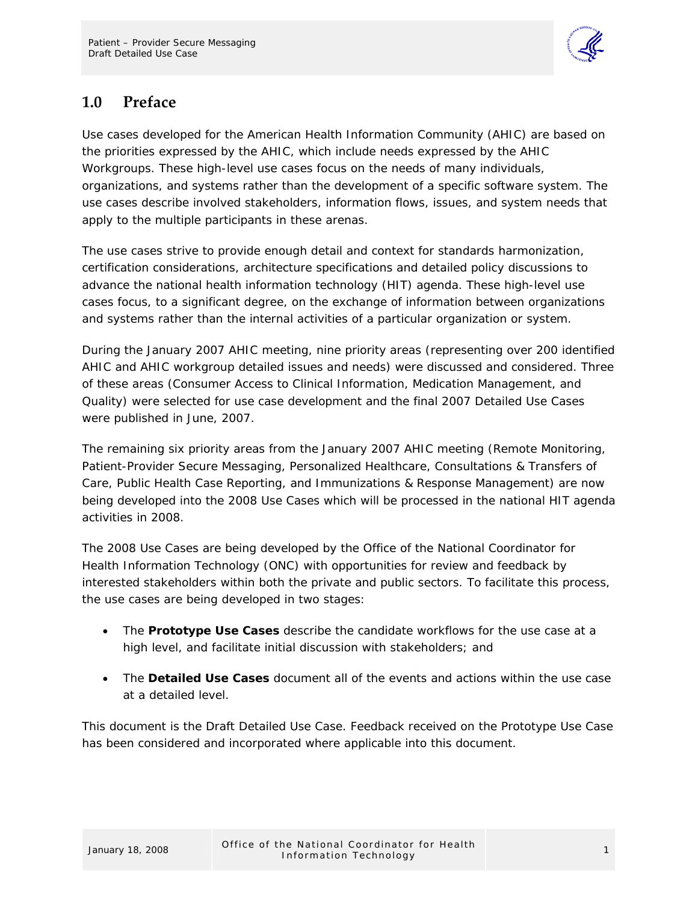## 1.0 Preface

Use cases developed for the American Health Information Community (AHIC) are based on the priorities expressed by the AHIC, which include needs expressed by the AHIC Workgroups. These high-level use cases focus on the needs of many individuals, organizations, and systems rather than the development of a specific software system. The use cases describe involved stakeholders, information flows, issues, and system needs that apply to the multiple participants in these arenas.

The use cases strive to provide enough detail and context for standards harmonization, certification considerations, architecture specifications and detailed policy discussions to advance the national health information technology (HIT) agenda. These high-level use cases focus, to a significant degree, on the exchange of information between organizations and systems rather than the internal activities of a particular organization or system.

During the January 2007 AHIC meeting, nine priority areas (representing over 200 identified AHIC and AHIC workgroup detailed issues and needs) were discussed and considered. Three of these areas (Consumer Access to Clinical Information, Medication Management, and Quality) were selected for use case development and the final 2007 Detailed Use Cases were published in June, 2007.

The remaining six priority areas from the January 2007 AHIC meeting (Remote Monitoring, Patient-Provider Secure Messaging, Personalized Healthcare, Consultations & Transfers of Care, Public Health Case Reporting, and Immunizations & Response Management) are now being developed into the 2008 Use Cases which will be processed in the national HIT agenda activities in 2008.

The 2008 Use Cases are being developed by the Office of the National Coordinator for Health Information Technology (ONC) with opportunities for review and feedback by interested stakeholders within both the private and public sectors. To facilitate this process, the use cases are being developed in two stages:

- The **Prototype Use Cases** describe the candidate workflows for the use case at a high level, and facilitate initial discussion with stakeholders; and
- The **Detailed Use Cases** document all of the events and actions within the use case at a detailed level.

This document is the Draft Detailed Use Case. Feedback received on the Prototype Use Case has been considered and incorporated where applicable into this document.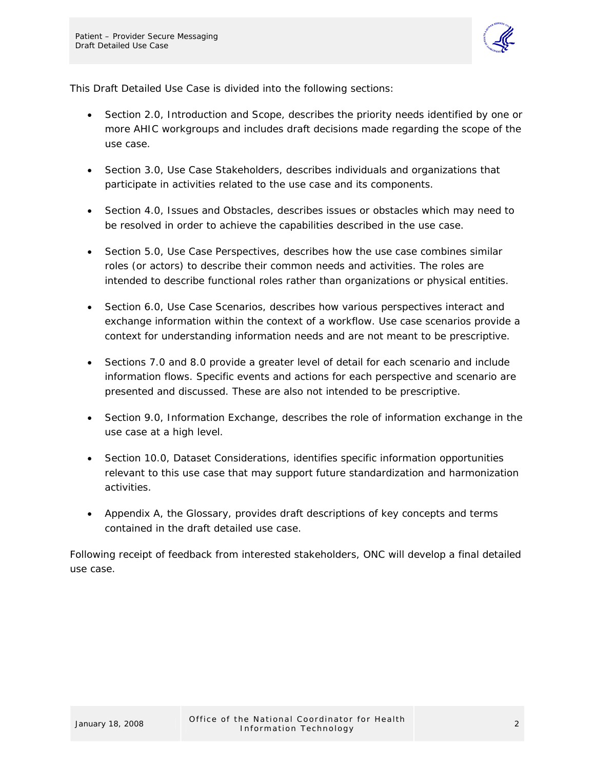This Draft Detailed Use Case is divided into the following sections:

- Section 2.0, Introduction and Scope, describes the priority needs identified by one or more AHIC workgroups and includes draft decisions made regarding the scope of the use case.
- Section 3.0, Use Case Stakeholders, describes individuals and organizations that participate in activities related to the use case and its components.
- Section 4.0, Issues and Obstacles, describes issues or obstacles which may need to be resolved in order to achieve the capabilities described in the use case.
- Section 5.0, Use Case Perspectives, describes how the use case combines similar roles (or actors) to describe their common needs and activities. The roles are intended to describe functional roles rather than organizations or physical entities.
- Section 6.0, Use Case Scenarios, describes how various perspectives interact and exchange information within the context of a workflow. Use case scenarios provide a context for understanding information needs and are not meant to be prescriptive.
- Sections 7.0 and 8.0 provide a greater level of detail for each scenario and include information flows. Specific events and actions for each perspective and scenario are presented and discussed. These are also not intended to be prescriptive.
- Section 9.0, Information Exchange, describes the role of information exchange in the use case at a high level.
- Section 10.0, Dataset Considerations, identifies specific information opportunities relevant to this use case that may support future standardization and harmonization activities.
- Appendix A, the Glossary, provides draft descriptions of key concepts and terms contained in the draft detailed use case.

Following receipt of feedback from interested stakeholders, ONC will develop a final detailed use case.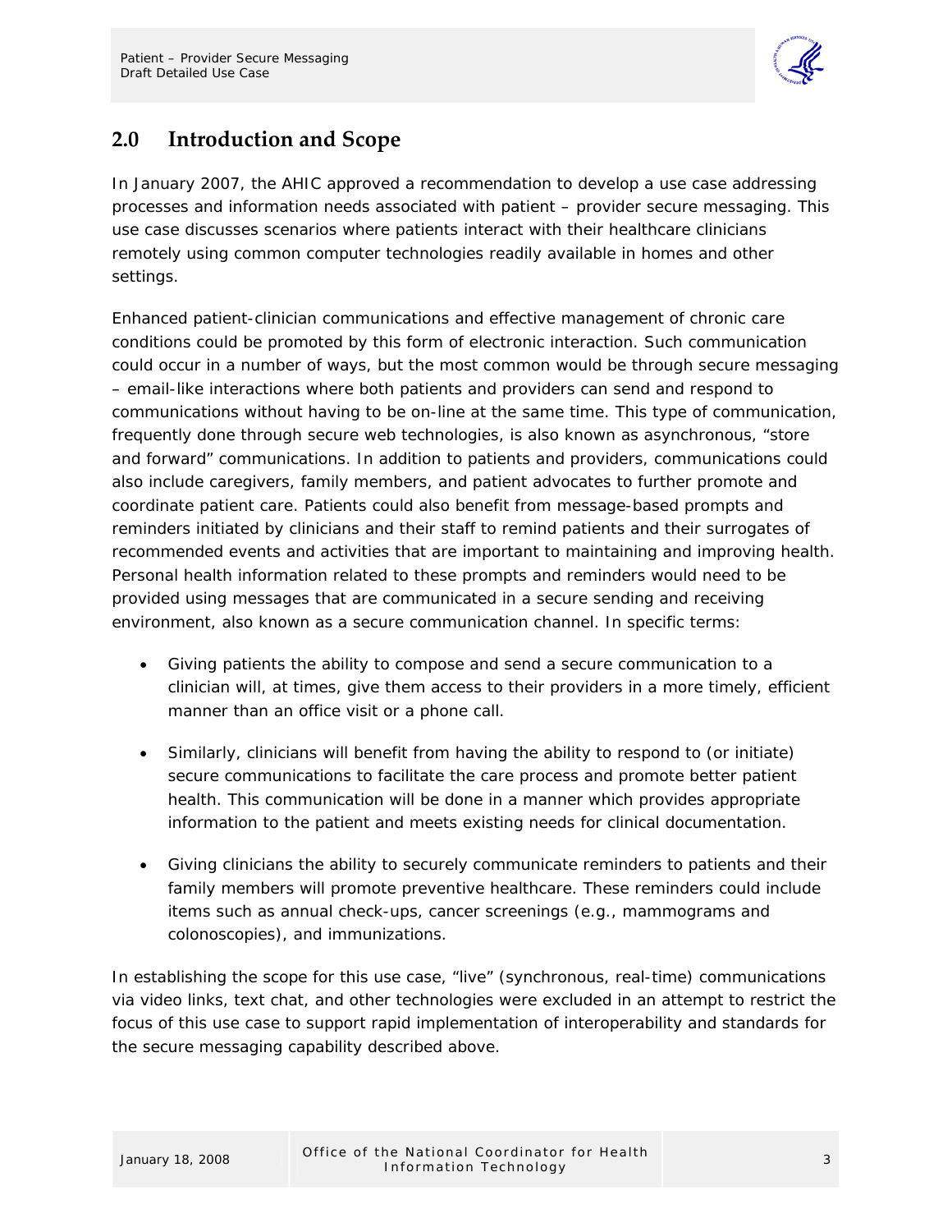## 2.0 Introduction and Scope

In January 2007, the AHIC approved a recommendation to develop a use case addressing processes and information needs associated with patient – provider secure messaging. This use case discusses scenarios where patients interact with their healthcare clinicians remotely using common computer technologies readily available in homes and other settings.

Enhanced patient-clinician communications and effective management of chronic care conditions could be promoted by this form of electronic interaction. Such communication could occur in a number of ways, but the most common would be through secure messaging – email-like interactions where both patients and providers can send and respond to communications without having to be on-line at the same time. This type of communication, frequently done through secure web technologies, is also known as asynchronous, "store and forward" communications. In addition to patients and providers, communications could also include caregivers, family members, and patient advocates to further promote and coordinate patient care. Patients could also benefit from message-based prompts and reminders initiated by clinicians and their staff to remind patients and their surrogates of recommended events and activities that are important to maintaining and improving health. Personal health information related to these prompts and reminders would need to be provided using messages that are communicated in a secure sending and receiving environment, also known as a secure communication channel. In specific terms:

- Giving patients the ability to compose and send a secure communication to a clinician will, at times, give them access to their providers in a more timely, efficient manner than an office visit or a phone call.
- Similarly, clinicians will benefit from having the ability to respond to (or initiate) secure communications to facilitate the care process and promote better patient health. This communication will be done in a manner which provides appropriate information to the patient and meets existing needs for clinical documentation.
- Giving clinicians the ability to securely communicate reminders to patients and their family members will promote preventive healthcare. These reminders could include items such as annual check-ups, cancer screenings (e.g., mammograms and colonoscopies), and immunizations.

In establishing the scope for this use case, "live" (synchronous, real-time) communications via video links, text chat, and other technologies were excluded in an attempt to restrict the focus of this use case to support rapid implementation of interoperability and standards for the secure messaging capability described above.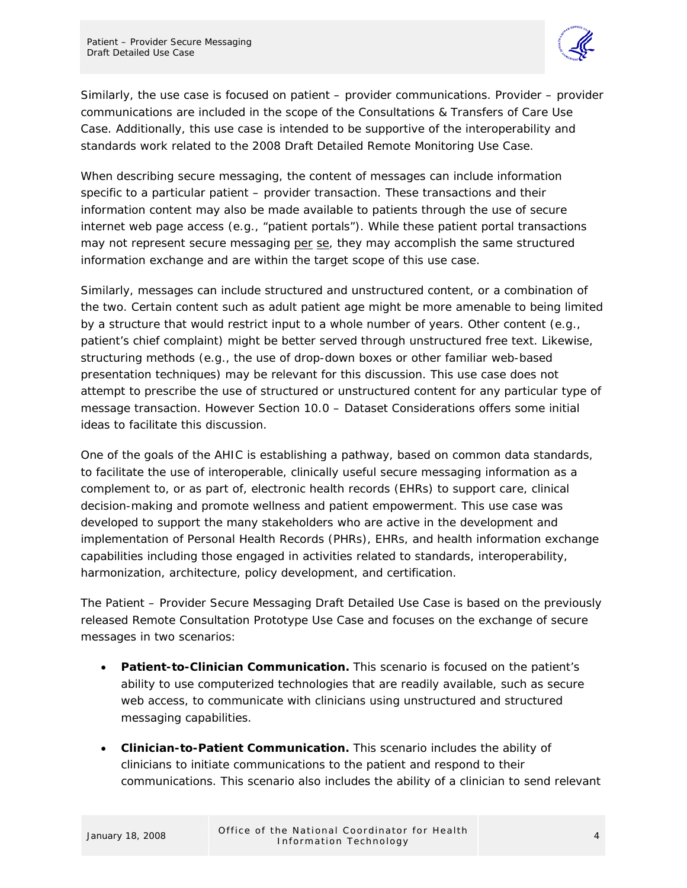Similarly, the use case is focused on patient – provider communications. Provider – provider communications are included in the scope of the Consultations & Transfers of Care Use Case. Additionally, this use case is intended to be supportive of the interoperability and standards work related to the 2008 Draft Detailed Remote Monitoring Use Case.

When describing secure messaging, the content of messages can include information specific to a particular patient – provider transaction. These transactions and their information content may also be made available to patients through the use of secure internet web page access (e.g., "patient portals"). While these patient portal transactions may not represent secure messaging per se, they may accomplish the same structured information exchange and are within the target scope of this use case.

Similarly, messages can include structured and unstructured content, or a combination of the two. Certain content such as adult patient age might be more amenable to being limited by a structure that would restrict input to a whole number of years. Other content (e.g., patient's chief complaint) might be better served through unstructured free text. Likewise, structuring methods (e.g., the use of drop-down boxes or other familiar web-based presentation techniques) may be relevant for this discussion. This use case does not attempt to prescribe the use of structured or unstructured content for any particular type of message transaction. However Section 10.0 – Dataset Considerations offers some initial ideas to facilitate this discussion.

One of the goals of the AHIC is establishing a pathway, based on common data standards, to facilitate the use of interoperable, clinically useful secure messaging information as a complement to, or as part of, electronic health records (EHRs) to support care, clinical decision-making and promote wellness and patient empowerment. This use case was developed to support the many stakeholders who are active in the development and implementation of Personal Health Records (PHRs), EHRs, and health information exchange capabilities including those engaged in activities related to standards, interoperability, harmonization, architecture, policy development, and certification.

The Patient – Provider Secure Messaging Draft Detailed Use Case is based on the previously released Remote Consultation Prototype Use Case and focuses on the exchange of secure messages in two scenarios:

- **Patient-to-Clinician Communication.** This scenario is focused on the patient's ability to use computerized technologies that are readily available, such as secure web access, to communicate with clinicians using unstructured and structured messaging capabilities.
- **Clinician-to-Patient Communication.** This scenario includes the ability of clinicians to initiate communications to the patient and respond to their communications. This scenario also includes the ability of a clinician to send relevant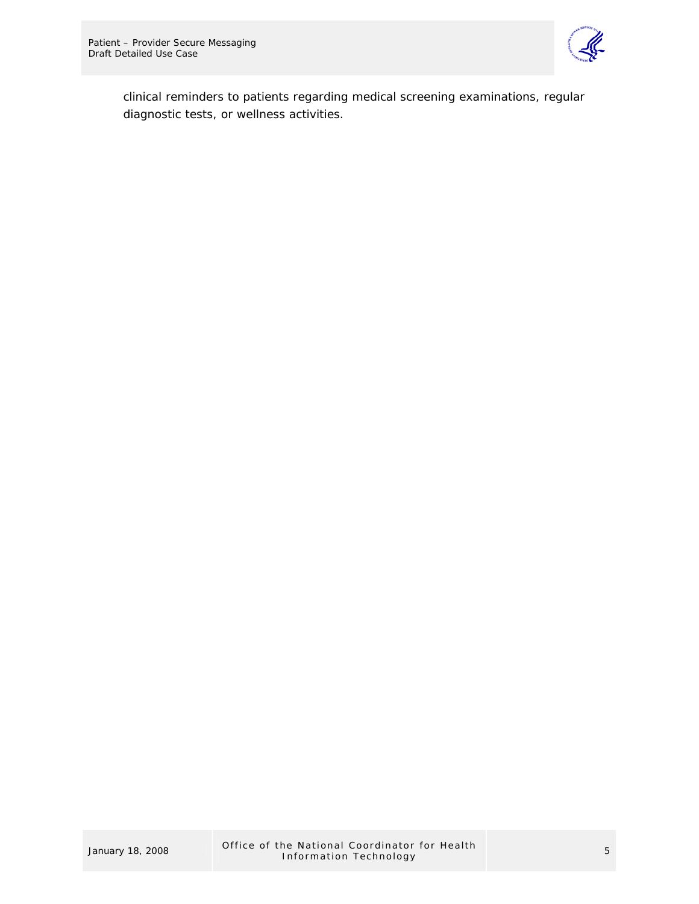clinical reminders to patients regarding medical screening examinations, regular diagnostic tests, or wellness activities.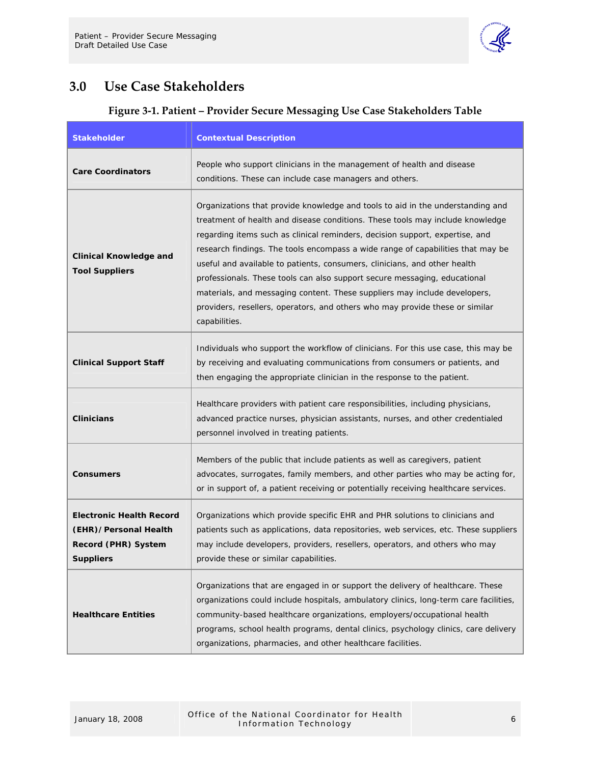## 3.0 Use Case Stakeholders

**Figure 3-1. Patient – Provider Secure Messaging Use Case Stakeholders Table**

| Stakeholder | Contextual Description |
|---|---|
| **Care Coordinators** | People who support clinicians in the management of health and disease conditions. These can include case managers and others. |
| **Clinical Knowledge and Tool Suppliers** | Organizations that provide knowledge and tools to aid in the understanding and treatment of health and disease conditions. These tools may include knowledge regarding items such as clinical reminders, decision support, expertise, and research findings. The tools encompass a wide range of capabilities that may be useful and available to patients, consumers, clinicians, and other health professionals. These tools can also support secure messaging, educational materials, and messaging content. These suppliers may include developers, providers, resellers, operators, and others who may provide these or similar capabilities. |
| **Clinical Support Staff** | Individuals who support the workflow of clinicians. For this use case, this may be by receiving and evaluating communications from consumers or patients, and then engaging the appropriate clinician in the response to the patient. |
| **Clinicians** | Healthcare providers with patient care responsibilities, including physicians, advanced practice nurses, physician assistants, nurses, and other credentialed personnel involved in treating patients. |
| **Consumers** | Members of the public that include patients as well as caregivers, patient advocates, surrogates, family members, and other parties who may be acting for, or in support of, a patient receiving or potentially receiving healthcare services. |
| **Electronic Health Record (EHR)/Personal Health Record (PHR) System Suppliers** | Organizations which provide specific EHR and PHR solutions to clinicians and patients such as applications, data repositories, web services, etc. These suppliers may include developers, providers, resellers, operators, and others who may provide these or similar capabilities. |
| **Healthcare Entities** | Organizations that are engaged in or support the delivery of healthcare. These organizations could include hospitals, ambulatory clinics, long-term care facilities, community-based healthcare organizations, employers/occupational health programs, school health programs, dental clinics, psychology clinics, care delivery organizations, pharmacies, and other healthcare facilities. |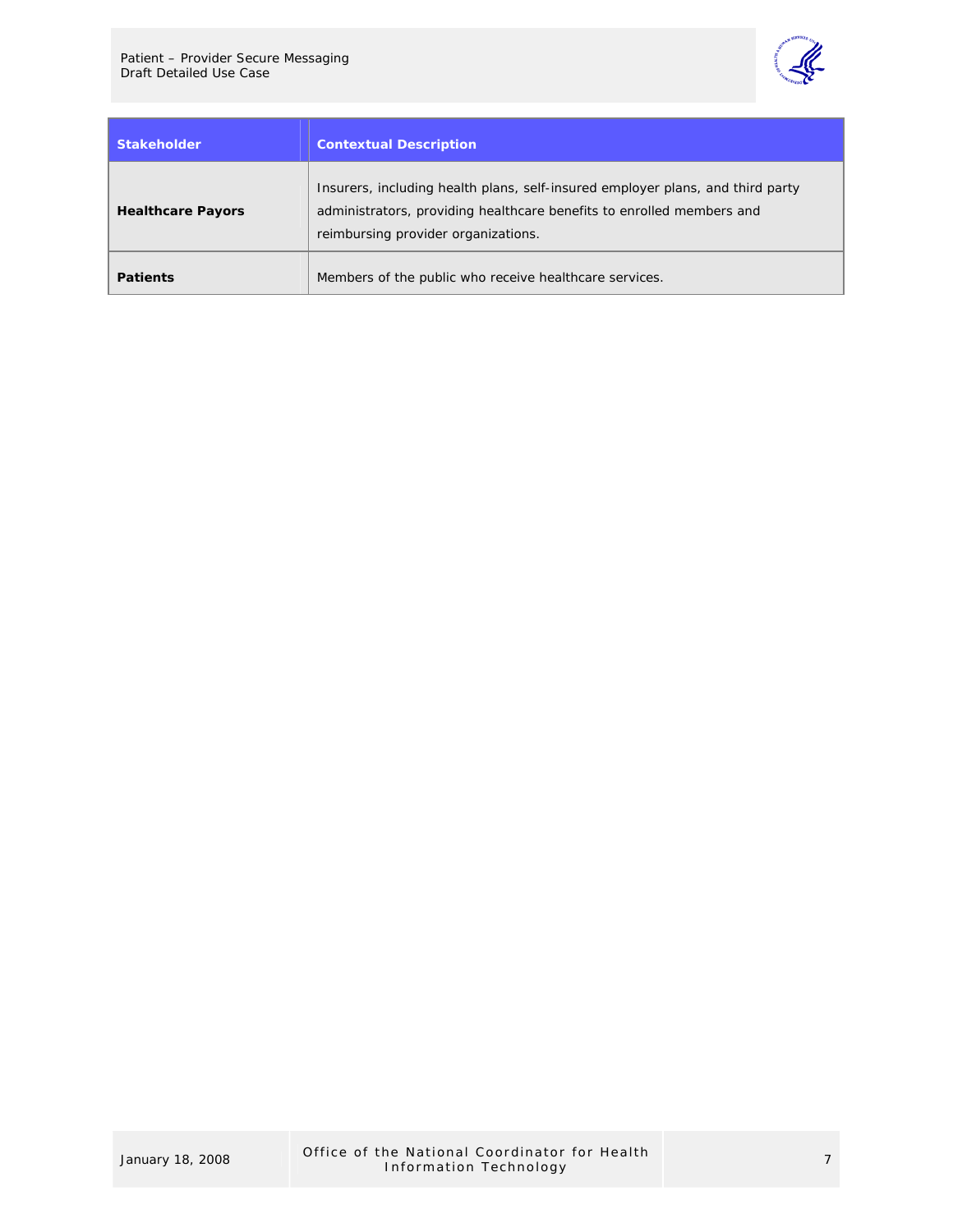| Stakeholder | Contextual Description |
| --- | --- |
| **Healthcare Payors** | Insurers, including health plans, self-insured employer plans, and third party administrators, providing healthcare benefits to enrolled members and reimbursing provider organizations. |
| **Patients** | Members of the public who receive healthcare services. |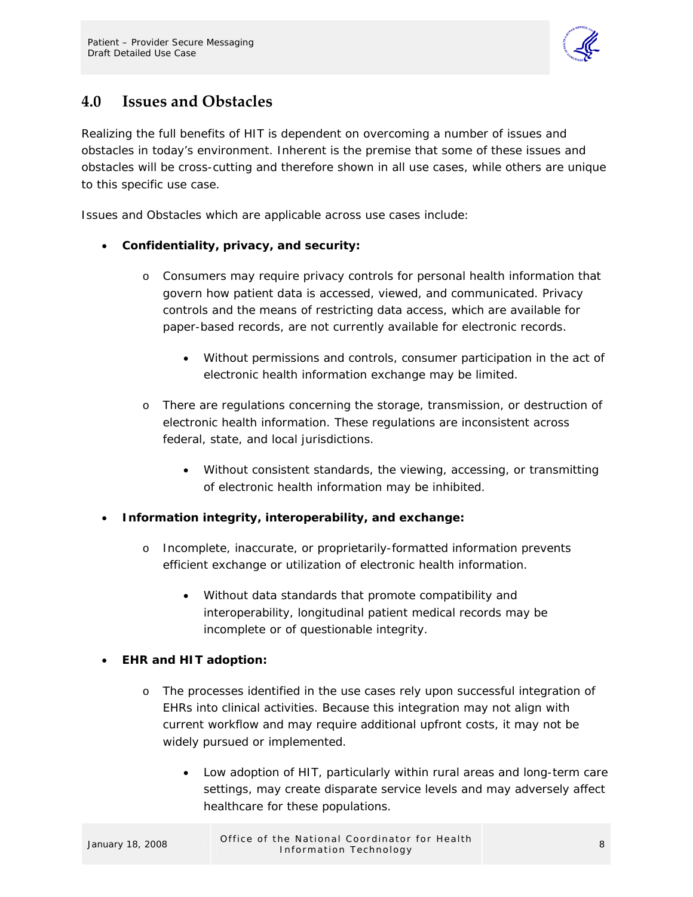## 4.0 Issues and Obstacles

Realizing the full benefits of HIT is dependent on overcoming a number of issues and obstacles in today's environment. Inherent is the premise that some of these issues and obstacles will be cross-cutting and therefore shown in all use cases, while others are unique to this specific use case.

Issues and Obstacles which are applicable across use cases include:

- **Confidentiality, privacy, and security:**
  - Consumers may require privacy controls for personal health information that govern how patient data is accessed, viewed, and communicated. Privacy controls and the means of restricting data access, which are available for paper-based records, are not currently available for electronic records.
    - Without permissions and controls, consumer participation in the act of electronic health information exchange may be limited.
  - There are regulations concerning the storage, transmission, or destruction of electronic health information. These regulations are inconsistent across federal, state, and local jurisdictions.
    - Without consistent standards, the viewing, accessing, or transmitting of electronic health information may be inhibited.
- **Information integrity, interoperability, and exchange:**
  - Incomplete, inaccurate, or proprietarily-formatted information prevents efficient exchange or utilization of electronic health information.
    - Without data standards that promote compatibility and interoperability, longitudinal patient medical records may be incomplete or of questionable integrity.
- **EHR and HIT adoption:**
  - The processes identified in the use cases rely upon successful integration of EHRs into clinical activities. Because this integration may not align with current workflow and may require additional upfront costs, it may not be widely pursued or implemented.
    - Low adoption of HIT, particularly within rural areas and long-term care settings, may create disparate service levels and may adversely affect healthcare for these populations.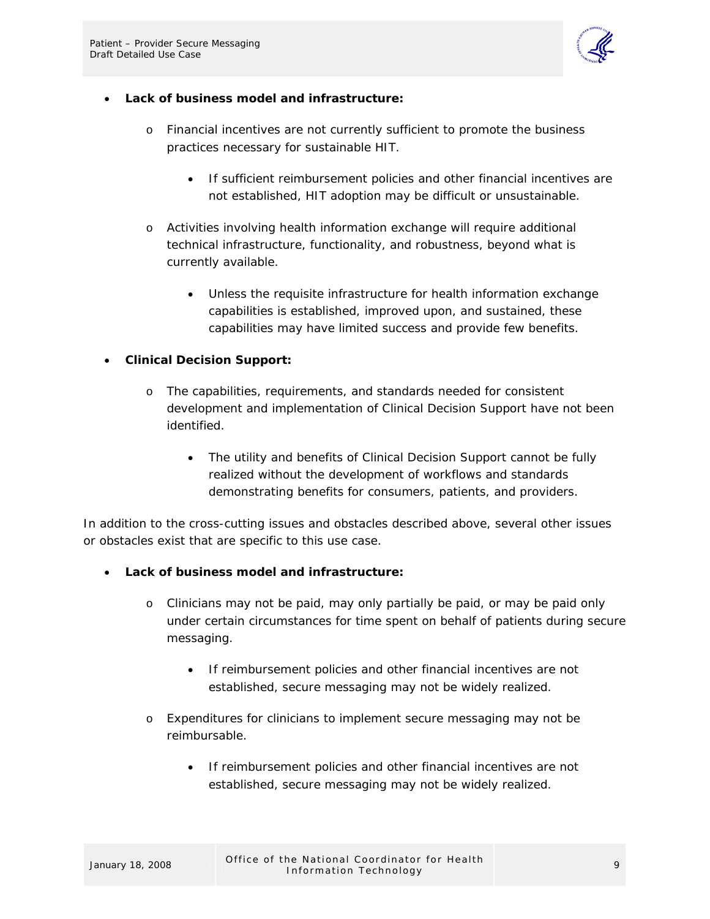- **Lack of business model and infrastructure:**
  - Financial incentives are not currently sufficient to promote the business practices necessary for sustainable HIT.
    - If sufficient reimbursement policies and other financial incentives are not established, HIT adoption may be difficult or unsustainable.
  - Activities involving health information exchange will require additional technical infrastructure, functionality, and robustness, beyond what is currently available.
    - Unless the requisite infrastructure for health information exchange capabilities is established, improved upon, and sustained, these capabilities may have limited success and provide few benefits.
- **Clinical Decision Support:**
  - The capabilities, requirements, and standards needed for consistent development and implementation of Clinical Decision Support have not been identified.
    - The utility and benefits of Clinical Decision Support cannot be fully realized without the development of workflows and standards demonstrating benefits for consumers, patients, and providers.

In addition to the cross-cutting issues and obstacles described above, several other issues or obstacles exist that are specific to this use case.

- **Lack of business model and infrastructure:**
  - Clinicians may not be paid, may only partially be paid, or may be paid only under certain circumstances for time spent on behalf of patients during secure messaging.
    - If reimbursement policies and other financial incentives are not established, secure messaging may not be widely realized.
  - Expenditures for clinicians to implement secure messaging may not be reimbursable.
    - If reimbursement policies and other financial incentives are not established, secure messaging may not be widely realized.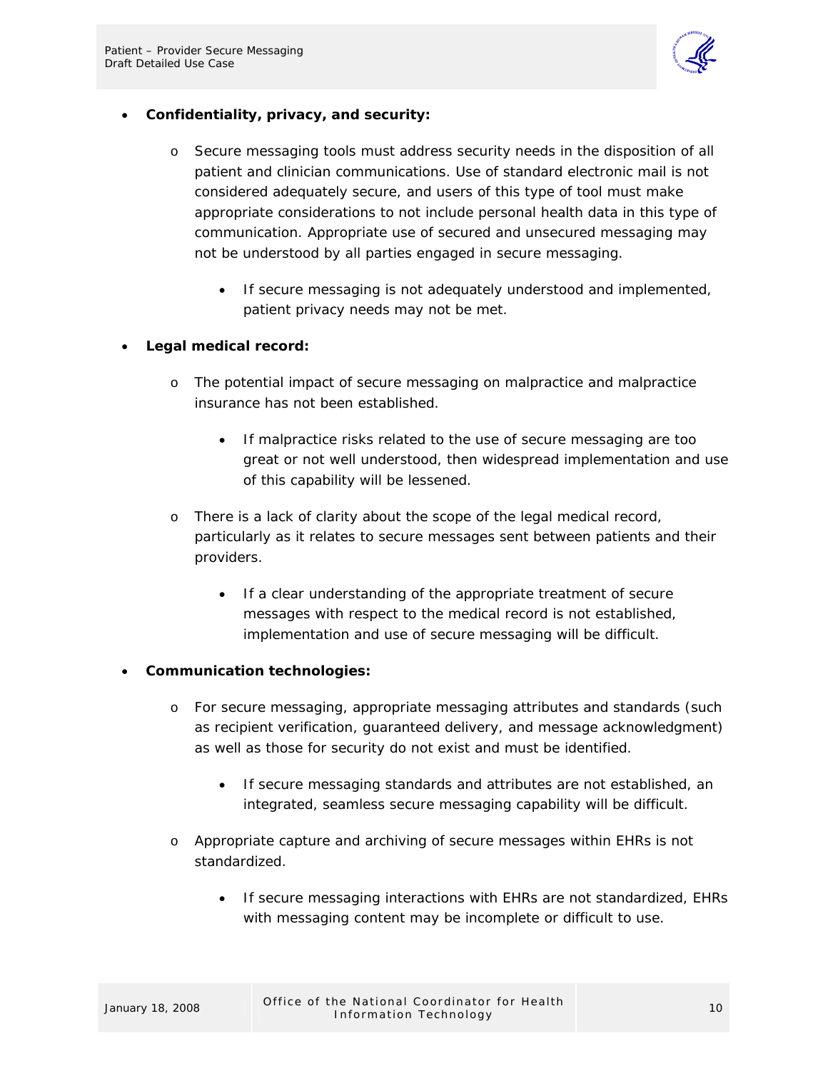- **Confidentiality, privacy, and security:**
  - Secure messaging tools must address security needs in the disposition of all patient and clinician communications. Use of standard electronic mail is not considered adequately secure, and users of this type of tool must make appropriate considerations to not include personal health data in this type of communication. Appropriate use of secured and unsecured messaging may not be understood by all parties engaged in secure messaging.
    - If secure messaging is not adequately understood and implemented, patient privacy needs may not be met.
- **Legal medical record:**
  - The potential impact of secure messaging on malpractice and malpractice insurance has not been established.
    - If malpractice risks related to the use of secure messaging are too great or not well understood, then widespread implementation and use of this capability will be lessened.
  - There is a lack of clarity about the scope of the legal medical record, particularly as it relates to secure messages sent between patients and their providers.
    - If a clear understanding of the appropriate treatment of secure messages with respect to the medical record is not established, implementation and use of secure messaging will be difficult.
- **Communication technologies:**
  - For secure messaging, appropriate messaging attributes and standards (such as recipient verification, guaranteed delivery, and message acknowledgment) as well as those for security do not exist and must be identified.
    - If secure messaging standards and attributes are not established, an integrated, seamless secure messaging capability will be difficult.
  - Appropriate capture and archiving of secure messages within EHRs is not standardized.
    - If secure messaging interactions with EHRs are not standardized, EHRs with messaging content may be incomplete or difficult to use.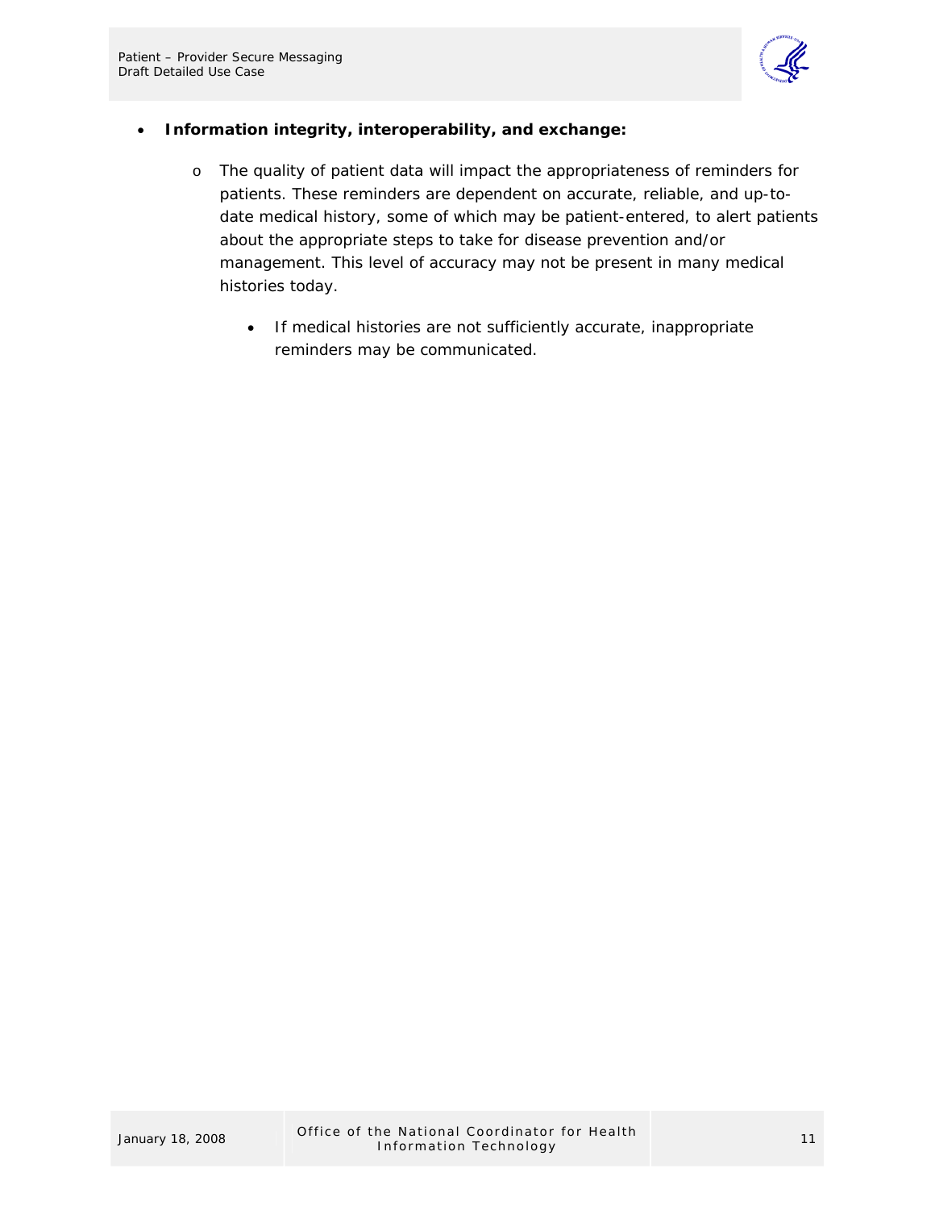- **Information integrity, interoperability, and exchange:**
  - The quality of patient data will impact the appropriateness of reminders for patients. These reminders are dependent on accurate, reliable, and up-to-date medical history, some of which may be patient-entered, to alert patients about the appropriate steps to take for disease prevention and/or management. This level of accuracy may not be present in many medical histories today.
    - If medical histories are not sufficiently accurate, inappropriate reminders may be communicated.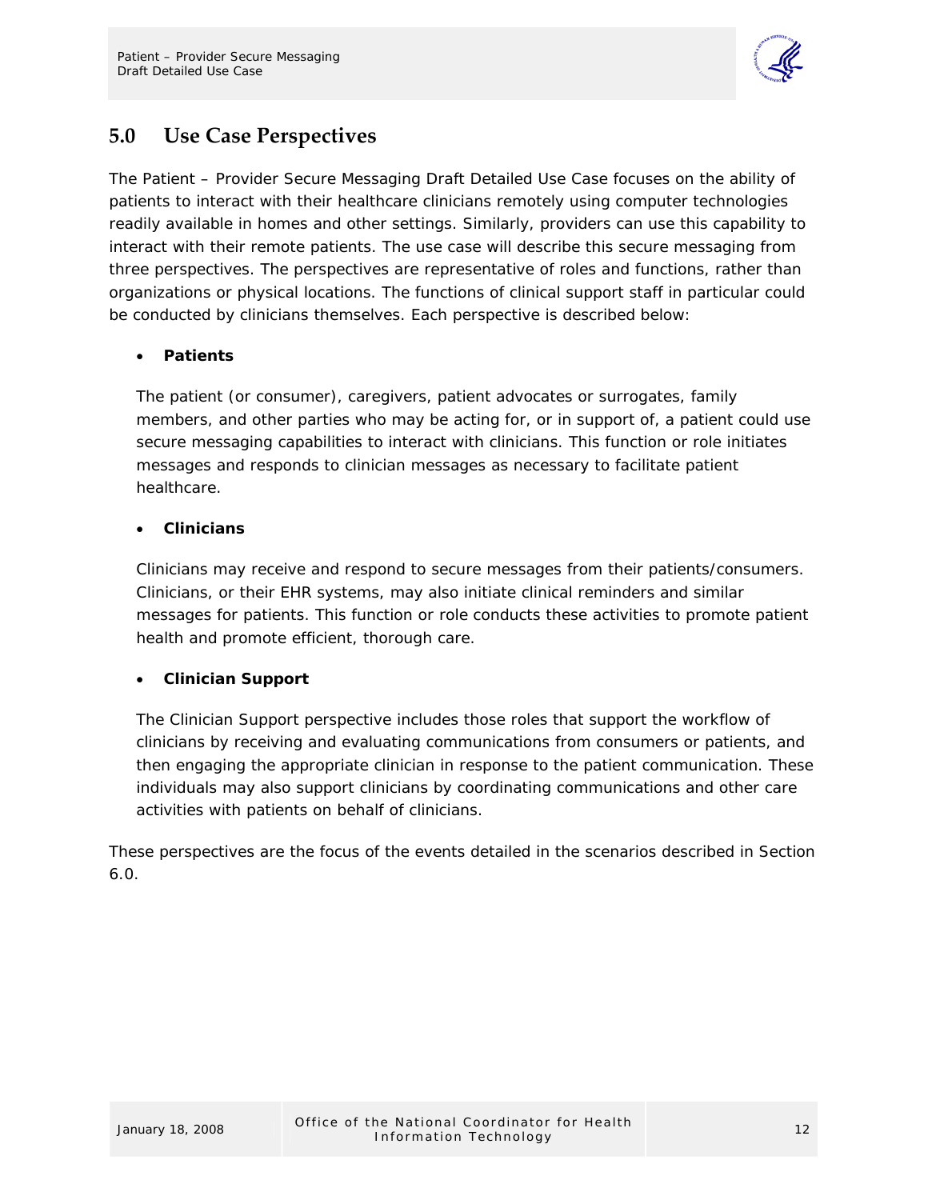## 5.0 Use Case Perspectives

The Patient – Provider Secure Messaging Draft Detailed Use Case focuses on the ability of patients to interact with their healthcare clinicians remotely using computer technologies readily available in homes and other settings. Similarly, providers can use this capability to interact with their remote patients. The use case will describe this secure messaging from three perspectives. The perspectives are representative of roles and functions, rather than organizations or physical locations. The functions of clinical support staff in particular could be conducted by clinicians themselves. Each perspective is described below:

- **Patients**

  The patient (or consumer), caregivers, patient advocates or surrogates, family members, and other parties who may be acting for, or in support of, a patient could use secure messaging capabilities to interact with clinicians. This function or role initiates messages and responds to clinician messages as necessary to facilitate patient healthcare.

- **Clinicians**

  Clinicians may receive and respond to secure messages from their patients/consumers. Clinicians, or their EHR systems, may also initiate clinical reminders and similar messages for patients. This function or role conducts these activities to promote patient health and promote efficient, thorough care.

- **Clinician Support**

  The Clinician Support perspective includes those roles that support the workflow of clinicians by receiving and evaluating communications from consumers or patients, and then engaging the appropriate clinician in response to the patient communication. These individuals may also support clinicians by coordinating communications and other care activities with patients on behalf of clinicians.

These perspectives are the focus of the events detailed in the scenarios described in Section 6.0.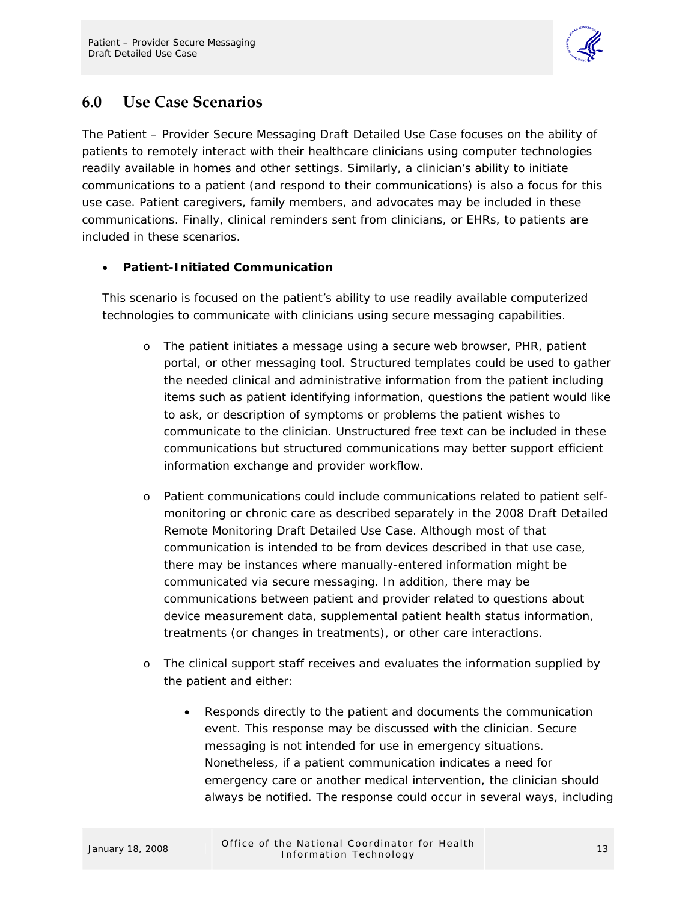## 6.0 Use Case Scenarios

The Patient – Provider Secure Messaging Draft Detailed Use Case focuses on the ability of patients to remotely interact with their healthcare clinicians using computer technologies readily available in homes and other settings. Similarly, a clinician's ability to initiate communications to a patient (and respond to their communications) is also a focus for this use case. Patient caregivers, family members, and advocates may be included in these communications. Finally, clinical reminders sent from clinicians, or EHRs, to patients are included in these scenarios.

- **Patient-Initiated Communication**

  This scenario is focused on the patient's ability to use readily available computerized technologies to communicate with clinicians using secure messaging capabilities.

  - The patient initiates a message using a secure web browser, PHR, patient portal, or other messaging tool. Structured templates could be used to gather the needed clinical and administrative information from the patient including items such as patient identifying information, questions the patient would like to ask, or description of symptoms or problems the patient wishes to communicate to the clinician. Unstructured free text can be included in these communications but structured communications may better support efficient information exchange and provider workflow.

  - Patient communications could include communications related to patient self-monitoring or chronic care as described separately in the 2008 Draft Detailed Remote Monitoring Draft Detailed Use Case. Although most of that communication is intended to be from devices described in that use case, there may be instances where manually-entered information might be communicated via secure messaging. In addition, there may be communications between patient and provider related to questions about device measurement data, supplemental patient health status information, treatments (or changes in treatments), or other care interactions.

  - The clinical support staff receives and evaluates the information supplied by the patient and either:

    - Responds directly to the patient and documents the communication event. This response may be discussed with the clinician. Secure messaging is not intended for use in emergency situations. Nonetheless, if a patient communication indicates a need for emergency care or another medical intervention, the clinician should always be notified. The response could occur in several ways, including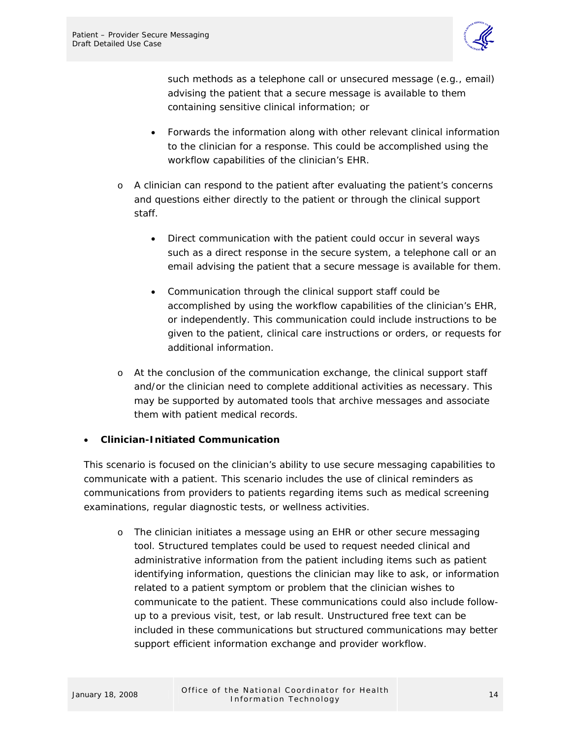such methods as a telephone call or unsecured message (e.g., email) advising the patient that a secure message is available to them containing sensitive clinical information; or

    - Forwards the information along with other relevant clinical information to the clinician for a response. This could be accomplished using the workflow capabilities of the clinician's EHR.

- A clinician can respond to the patient after evaluating the patient's concerns and questions either directly to the patient or through the clinical support staff.

    - Direct communication with the patient could occur in several ways such as a direct response in the secure system, a telephone call or an email advising the patient that a secure message is available for them.

    - Communication through the clinical support staff could be accomplished by using the workflow capabilities of the clinician's EHR, or independently. This communication could include instructions to be given to the patient, clinical care instructions or orders, or requests for additional information.

- At the conclusion of the communication exchange, the clinical support staff and/or the clinician need to complete additional activities as necessary. This may be supported by automated tools that archive messages and associate them with patient medical records.

- **Clinician-Initiated Communication**

This scenario is focused on the clinician's ability to use secure messaging capabilities to communicate with a patient. This scenario includes the use of clinical reminders as communications from providers to patients regarding items such as medical screening examinations, regular diagnostic tests, or wellness activities.

- The clinician initiates a message using an EHR or other secure messaging tool. Structured templates could be used to request needed clinical and administrative information from the patient including items such as patient identifying information, questions the clinician may like to ask, or information related to a patient symptom or problem that the clinician wishes to communicate to the patient. These communications could also include follow-up to a previous visit, test, or lab result. Unstructured free text can be included in these communications but structured communications may better support efficient information exchange and provider workflow.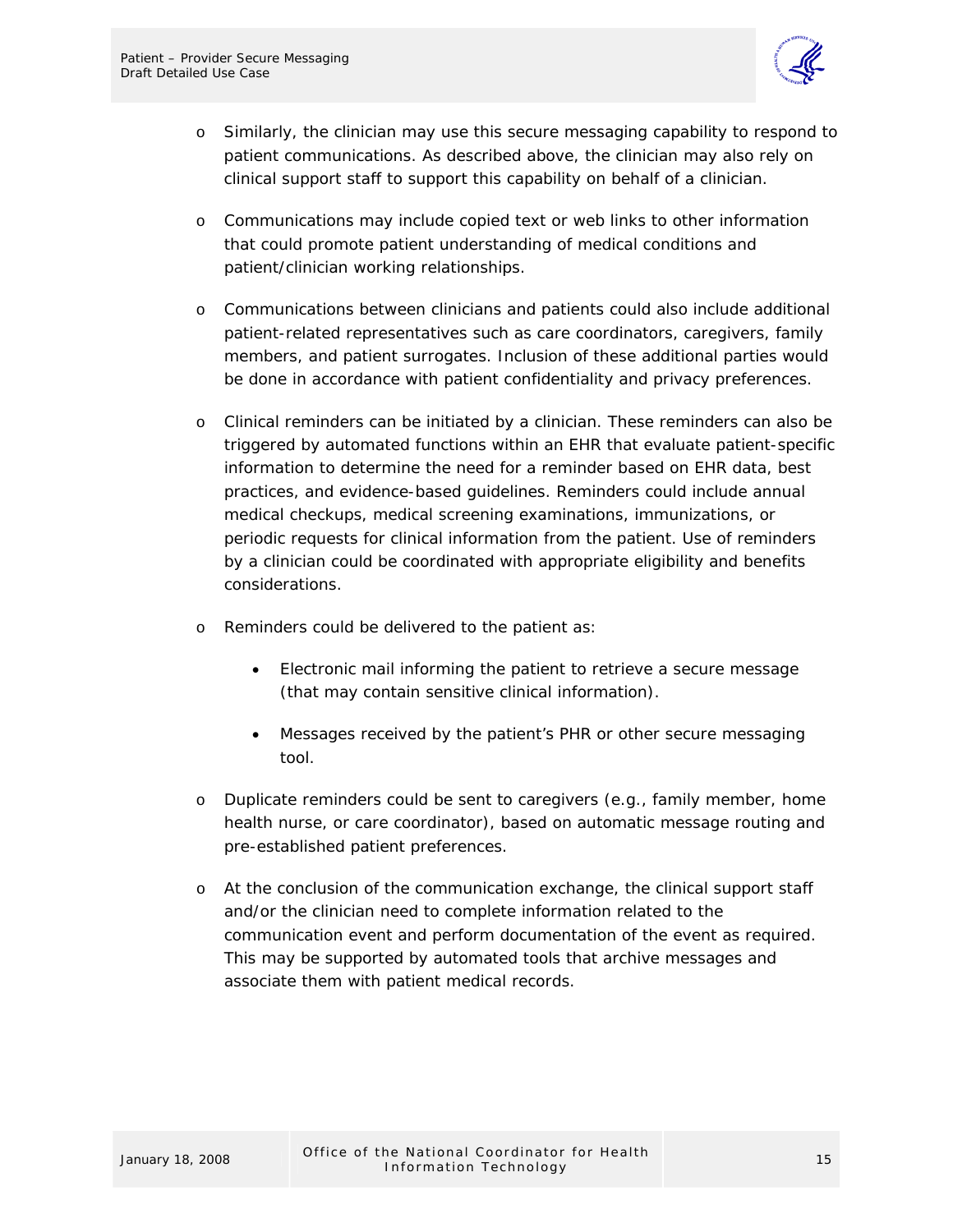- Similarly, the clinician may use this secure messaging capability to respond to patient communications. As described above, the clinician may also rely on clinical support staff to support this capability on behalf of a clinician.

- Communications may include copied text or web links to other information that could promote patient understanding of medical conditions and patient/clinician working relationships.

- Communications between clinicians and patients could also include additional patient-related representatives such as care coordinators, caregivers, family members, and patient surrogates. Inclusion of these additional parties would be done in accordance with patient confidentiality and privacy preferences.

- Clinical reminders can be initiated by a clinician. These reminders can also be triggered by automated functions within an EHR that evaluate patient-specific information to determine the need for a reminder based on EHR data, best practices, and evidence-based guidelines. Reminders could include annual medical checkups, medical screening examinations, immunizations, or periodic requests for clinical information from the patient. Use of reminders by a clinician could be coordinated with appropriate eligibility and benefits considerations.

- Reminders could be delivered to the patient as:

    - Electronic mail informing the patient to retrieve a secure message (that may contain sensitive clinical information).

    - Messages received by the patient's PHR or other secure messaging tool.

- Duplicate reminders could be sent to caregivers (e.g., family member, home health nurse, or care coordinator), based on automatic message routing and pre-established patient preferences.

- At the conclusion of the communication exchange, the clinical support staff and/or the clinician need to complete information related to the communication event and perform documentation of the event as required. This may be supported by automated tools that archive messages and associate them with patient medical records.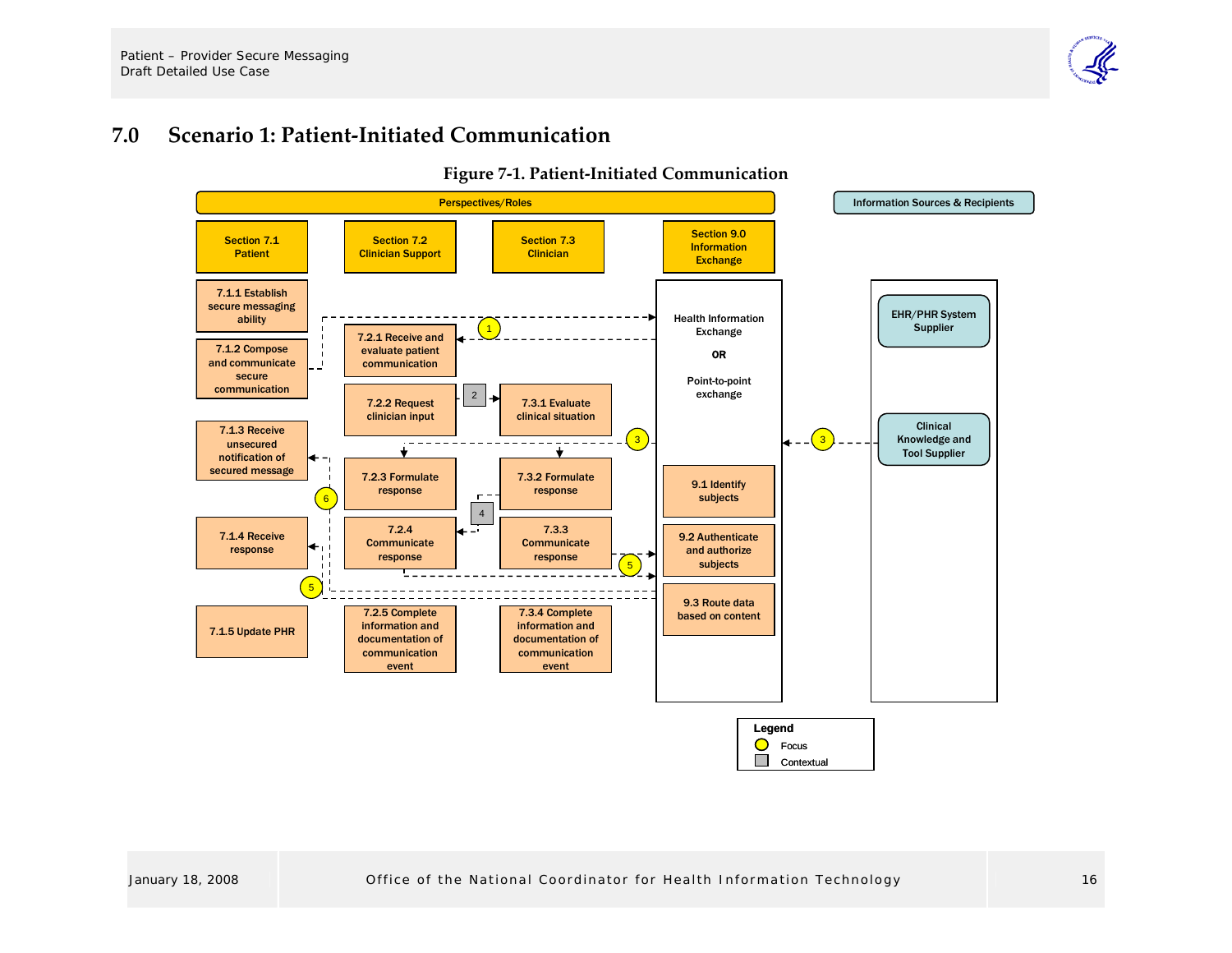# 7.0 Scenario 1: Patient-Initiated Communication

**Figure 7-1. Patient-Initiated Communication**

Perspectives/Roles

Information Sources & Recipients

| Section 7.1 Patient | Section 7.2 Clinician Support | Section 7.3 Clinician | Section 9.0 Information Exchange |
|---|---|---|---|
| 7.1.1 Establish secure messaging ability | 7.2.1 Receive and evaluate patient communication | 7.3.1 Evaluate clinical situation | 9.1 Identify subjects |
| 7.1.2 Compose and communicate secure communication | 7.2.2 Request clinician input | 7.3.2 Formulate response | 9.2 Authenticate and authorize subjects |
| 7.1.3 Receive unsecured notification of secured message | 7.2.3 Formulate response | 7.3.3 Communicate response | 9.3 Route data based on content |
| 7.1.4 Receive response | 7.2.4 Communicate response | 7.3.4 Complete information and documentation of communication event | |
| 7.1.5 Update PHR | 7.2.5 Complete information and documentation of communication event | | |

Health Information Exchange OR Point-to-point exchange

EHR/PHR System Supplier

Clinical Knowledge and Tool Supplier

Legend: Focus (1, 3, 5, 6); Contextual (2, 4)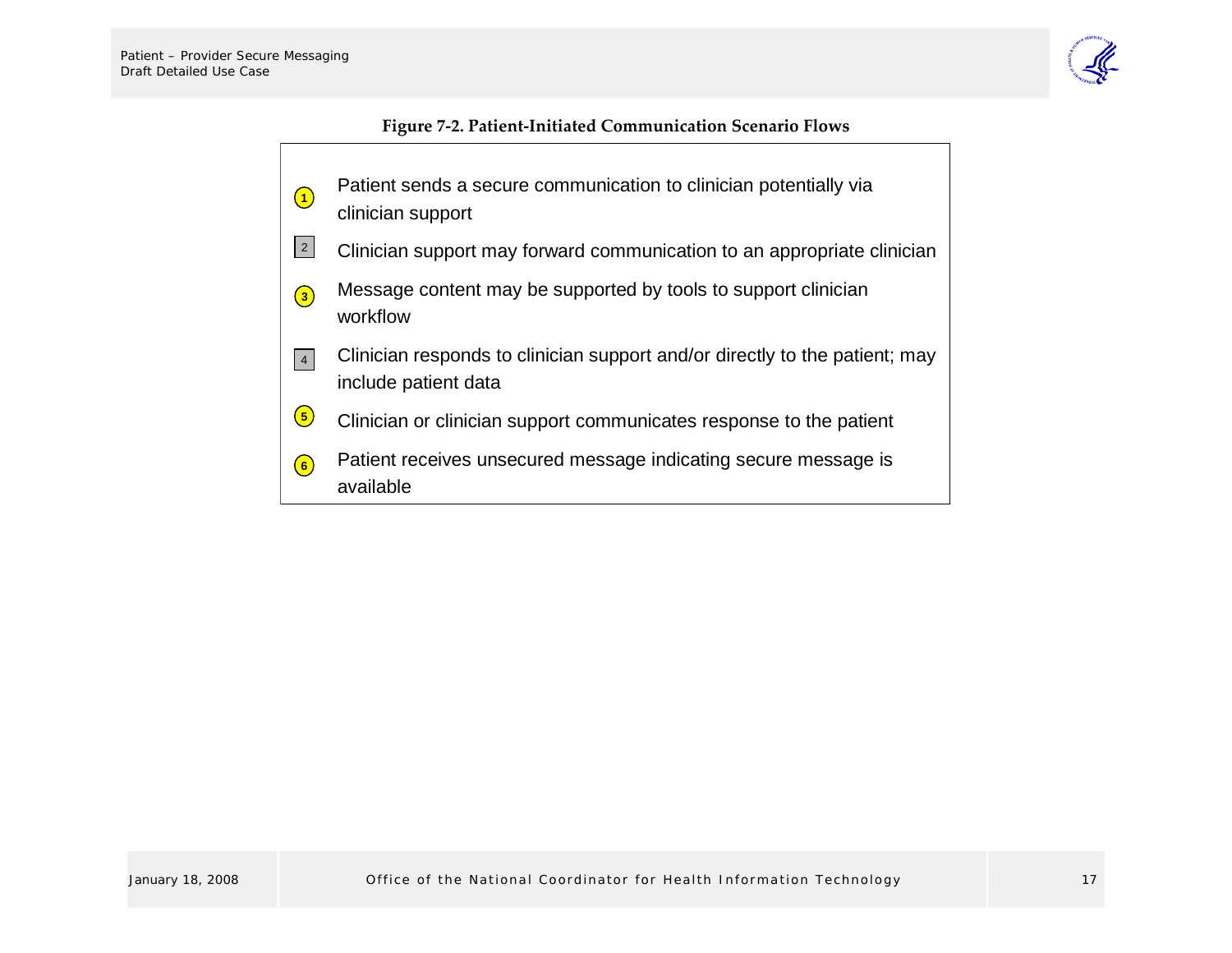**Figure 7-2. Patient-Initiated Communication Scenario Flows**

1. Patient sends a secure communication to clinician potentially via clinician support
2. Clinician support may forward communication to an appropriate clinician
3. Message content may be supported by tools to support clinician workflow
4. Clinician responds to clinician support and/or directly to the patient; may include patient data
5. Clinician or clinician support communicates response to the patient
6. Patient receives unsecured message indicating secure message is available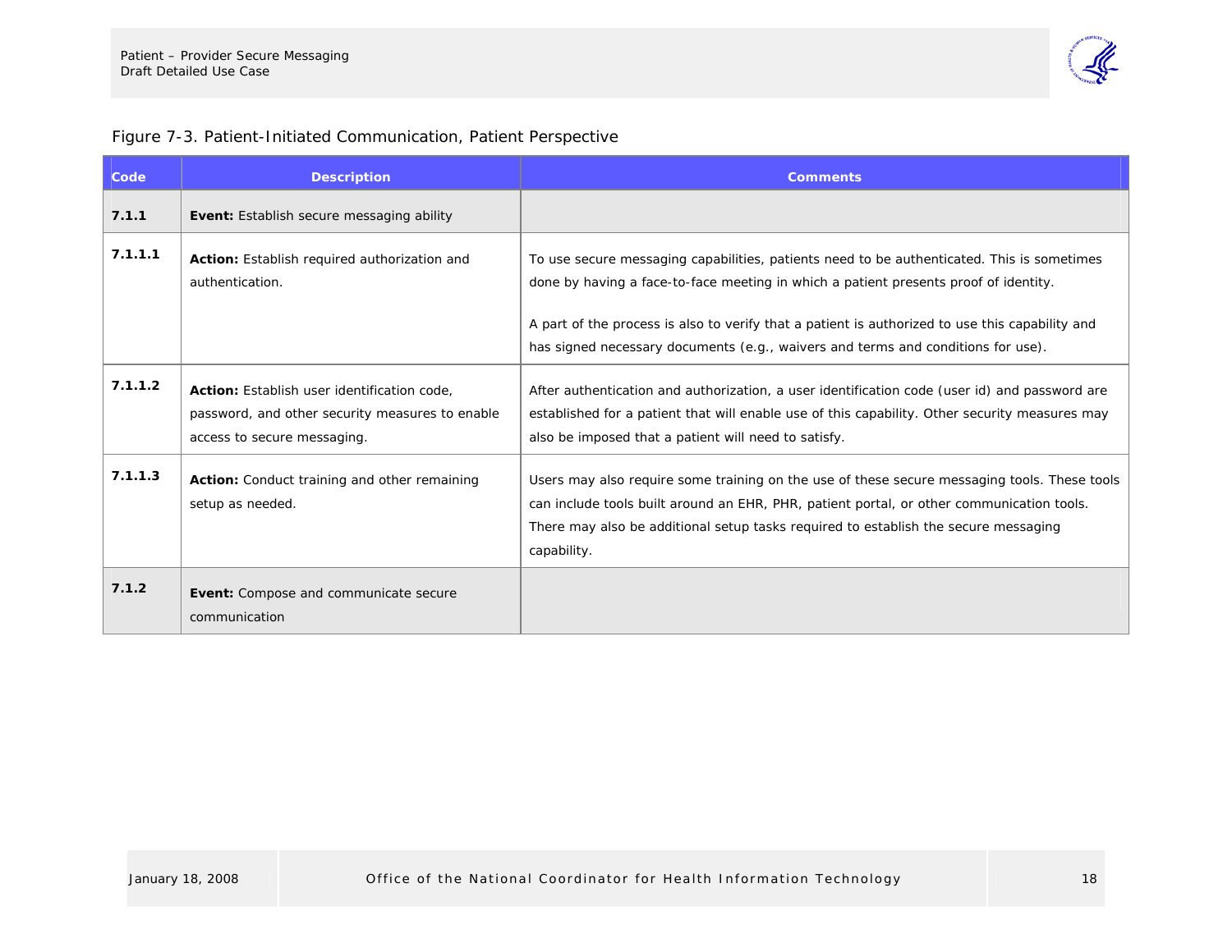Figure 7-3. Patient-Initiated Communication, Patient Perspective

| Code | Description | Comments |
|---|---|---|
| 7.1.1 | **Event:** Establish secure messaging ability | |
| 7.1.1.1 | **Action:** Establish required authorization and authentication. | To use secure messaging capabilities, patients need to be authenticated. This is sometimes done by having a face-to-face meeting in which a patient presents proof of identity.<br><br>A part of the process is also to verify that a patient is authorized to use this capability and has signed necessary documents (e.g., waivers and terms and conditions for use). |
| 7.1.1.2 | **Action:** Establish user identification code, password, and other security measures to enable access to secure messaging. | After authentication and authorization, a user identification code (user id) and password are established for a patient that will enable use of this capability. Other security measures may also be imposed that a patient will need to satisfy. |
| 7.1.1.3 | **Action:** Conduct training and other remaining setup as needed. | Users may also require some training on the use of these secure messaging tools. These tools can include tools built around an EHR, PHR, patient portal, or other communication tools. There may also be additional setup tasks required to establish the secure messaging capability. |
| 7.1.2 | **Event:** Compose and communicate secure communication | |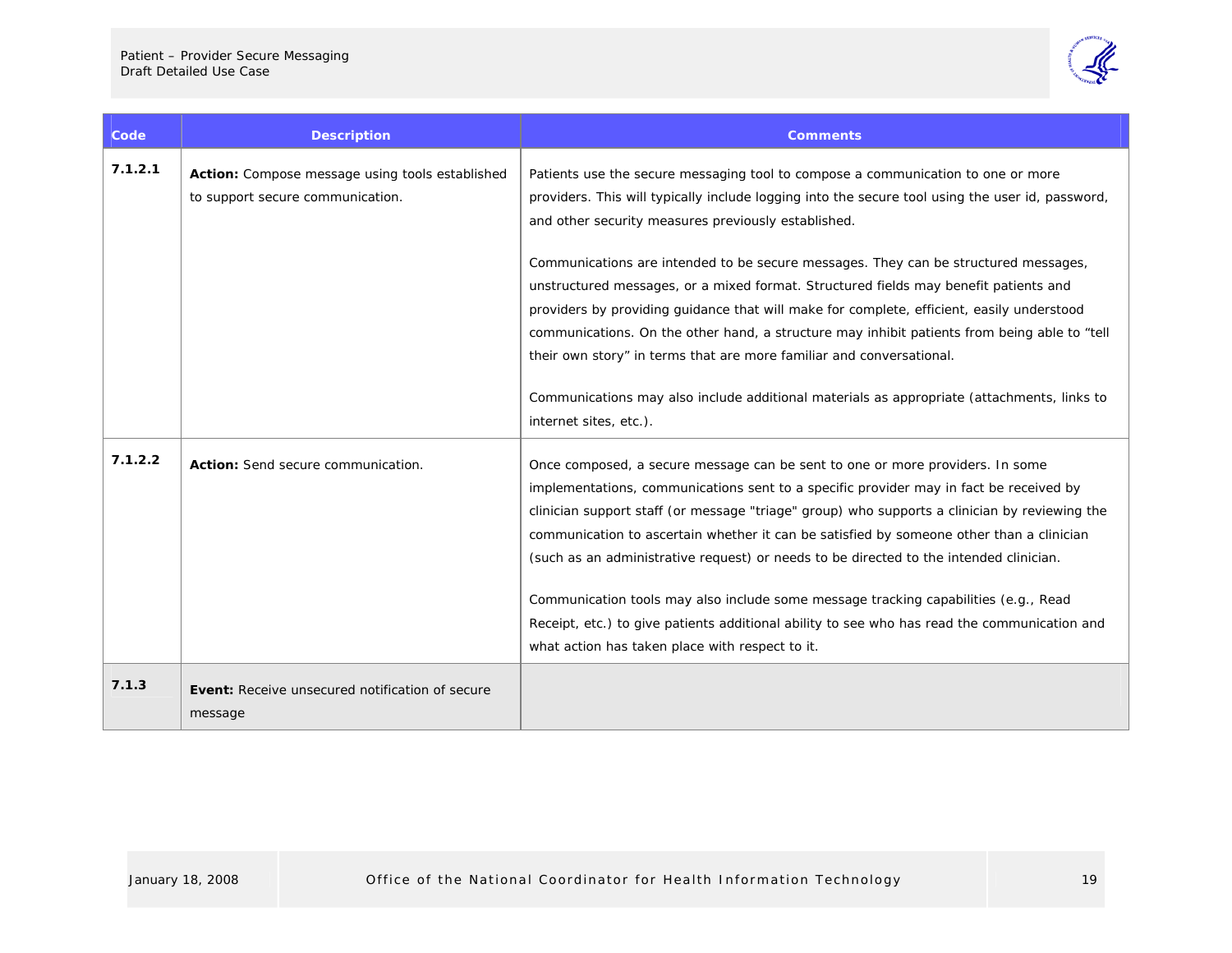| Code | Description | Comments |
| --- | --- | --- |
| 7.1.2.1 | **Action:** Compose message using tools established to support secure communication. | Patients use the secure messaging tool to compose a communication to one or more providers. This will typically include logging into the secure tool using the user id, password, and other security measures previously established.<br><br>Communications are intended to be secure messages. They can be structured messages, unstructured messages, or a mixed format. Structured fields may benefit patients and providers by providing guidance that will make for complete, efficient, easily understood communications. On the other hand, a structure may inhibit patients from being able to "tell their own story" in terms that are more familiar and conversational.<br><br>Communications may also include additional materials as appropriate (attachments, links to internet sites, etc.). |
| 7.1.2.2 | **Action:** Send secure communication. | Once composed, a secure message can be sent to one or more providers. In some implementations, communications sent to a specific provider may in fact be received by clinician support staff (or message "triage" group) who supports a clinician by reviewing the communication to ascertain whether it can be satisfied by someone other than a clinician (such as an administrative request) or needs to be directed to the intended clinician.<br><br>Communication tools may also include some message tracking capabilities (e.g., Read Receipt, etc.) to give patients additional ability to see who has read the communication and what action has taken place with respect to it. |
| 7.1.3 | **Event:** Receive unsecured notification of secure message | |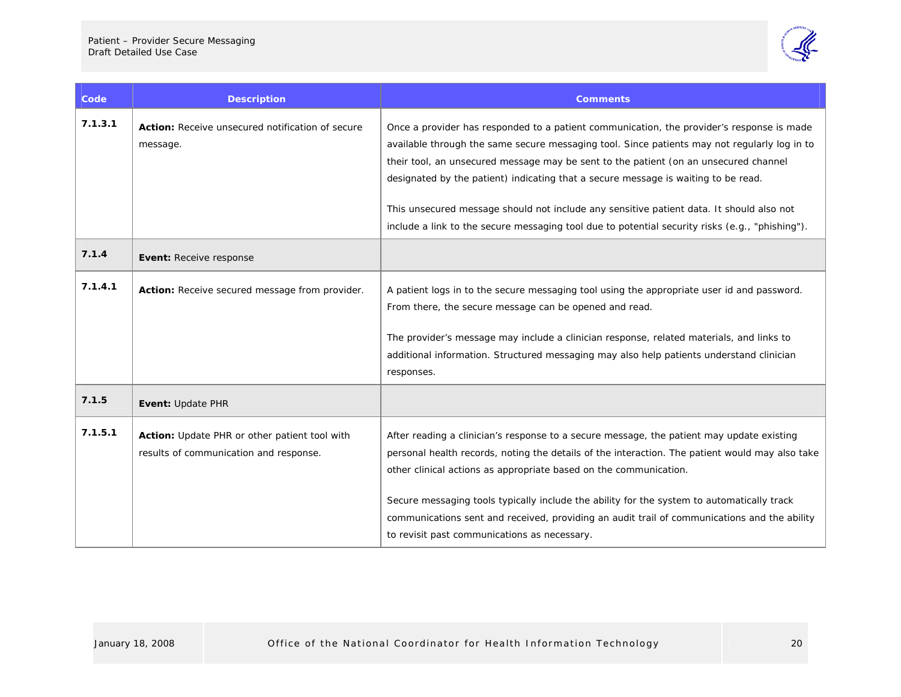| Code | Description | Comments |
|---|---|---|
| 7.1.3.1 | **Action:** Receive unsecured notification of secure message. | Once a provider has responded to a patient communication, the provider's response is made available through the same secure messaging tool. Since patients may not regularly log in to their tool, an unsecured message may be sent to the patient (on an unsecured channel designated by the patient) indicating that a secure message is waiting to be read.<br><br>This unsecured message should not include any sensitive patient data. It should also not include a link to the secure messaging tool due to potential security risks (e.g., "phishing"). |
| 7.1.4 | **Event:** Receive response | |
| 7.1.4.1 | **Action:** Receive secured message from provider. | A patient logs in to the secure messaging tool using the appropriate user id and password. From there, the secure message can be opened and read.<br><br>The provider's message may include a clinician response, related materials, and links to additional information. Structured messaging may also help patients understand clinician responses. |
| 7.1.5 | **Event:** Update PHR | |
| 7.1.5.1 | **Action:** Update PHR or other patient tool with results of communication and response. | After reading a clinician's response to a secure message, the patient may update existing personal health records, noting the details of the interaction. The patient would may also take other clinical actions as appropriate based on the communication.<br><br>Secure messaging tools typically include the ability for the system to automatically track communications sent and received, providing an audit trail of communications and the ability to revisit past communications as necessary. |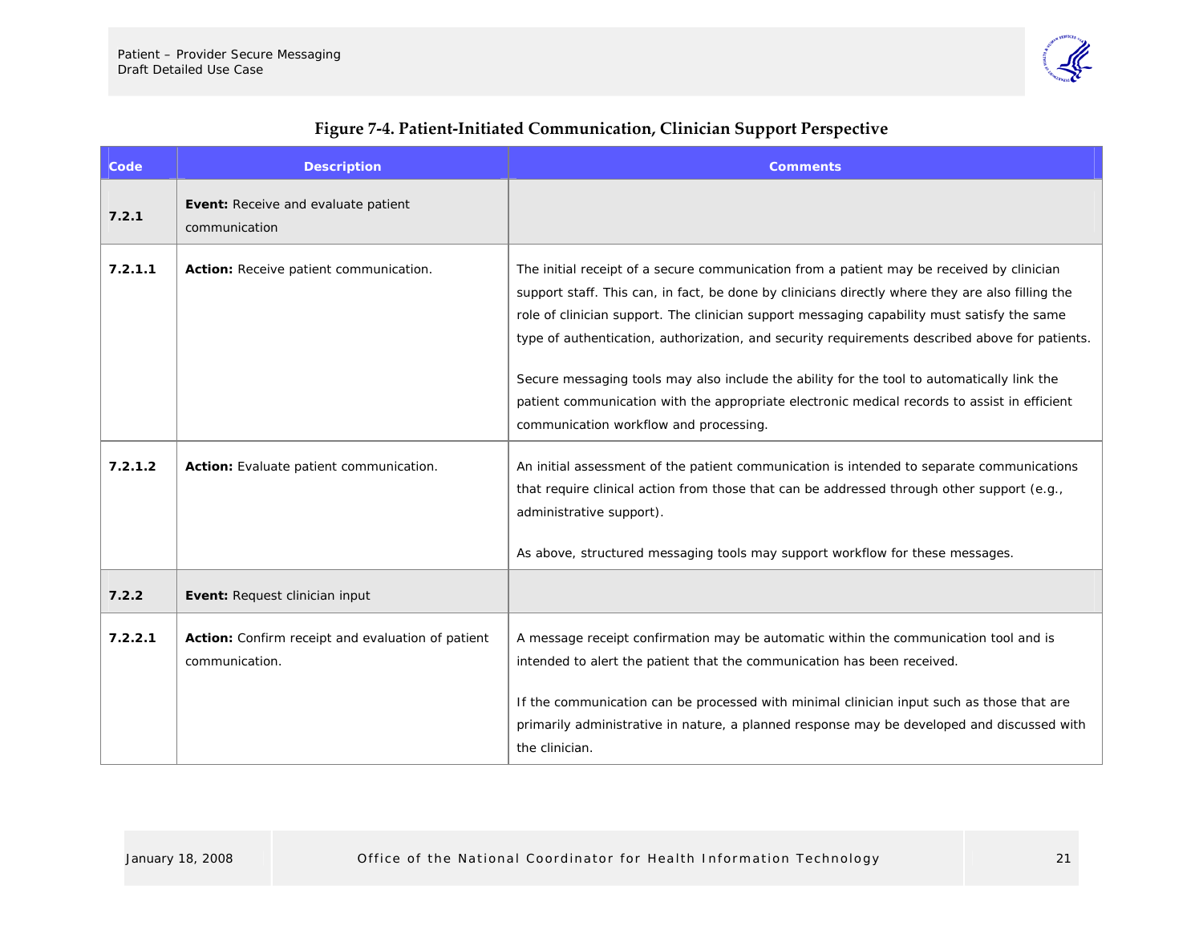**Figure 7-4. Patient-Initiated Communication, Clinician Support Perspective**

| Code | Description | Comments |
| --- | --- | --- |
| **7.2.1** | **Event:** Receive and evaluate patient communication | |
| **7.2.1.1** | **Action:** Receive patient communication. | The initial receipt of a secure communication from a patient may be received by clinician support staff. This can, in fact, be done by clinicians directly where they are also filling the role of clinician support. The clinician support messaging capability must satisfy the same type of authentication, authorization, and security requirements described above for patients.<br><br>Secure messaging tools may also include the ability for the tool to automatically link the patient communication with the appropriate electronic medical records to assist in efficient communication workflow and processing. |
| **7.2.1.2** | **Action:** Evaluate patient communication. | An initial assessment of the patient communication is intended to separate communications that require clinical action from those that can be addressed through other support (e.g., administrative support).<br><br>As above, structured messaging tools may support workflow for these messages. |
| **7.2.2** | **Event:** Request clinician input | |
| **7.2.2.1** | **Action:** Confirm receipt and evaluation of patient communication. | A message receipt confirmation may be automatic within the communication tool and is intended to alert the patient that the communication has been received.<br><br>If the communication can be processed with minimal clinician input such as those that are primarily administrative in nature, a planned response may be developed and discussed with the clinician. |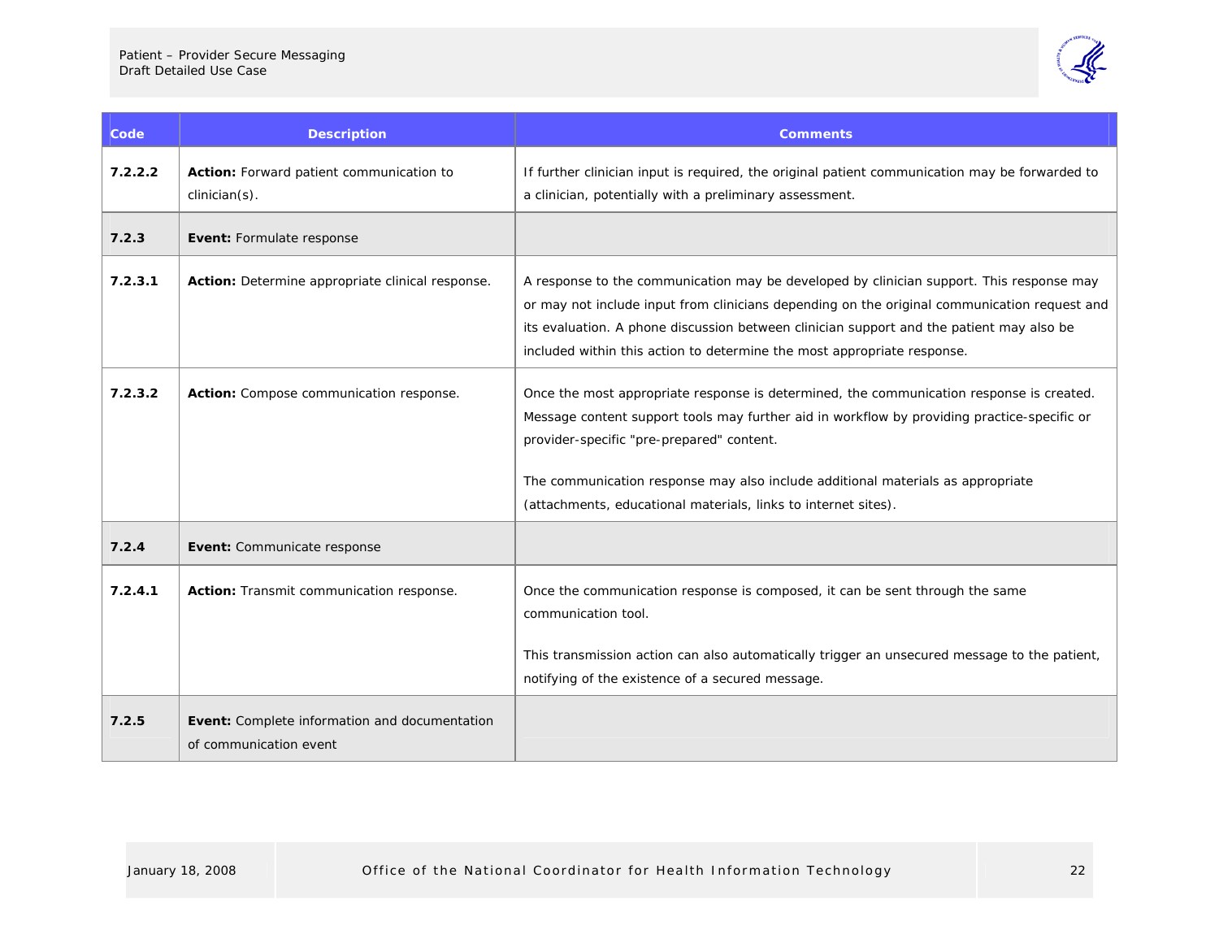| Code | Description | Comments |
| --- | --- | --- |
| **7.2.2.2** | **Action:** Forward patient communication to clinician(s). | If further clinician input is required, the original patient communication may be forwarded to a clinician, potentially with a preliminary assessment. |
| **7.2.3** | **Event:** Formulate response | |
| **7.2.3.1** | **Action:** Determine appropriate clinical response. | A response to the communication may be developed by clinician support. This response may or may not include input from clinicians depending on the original communication request and its evaluation. A phone discussion between clinician support and the patient may also be included within this action to determine the most appropriate response. |
| **7.2.3.2** | **Action:** Compose communication response. | Once the most appropriate response is determined, the communication response is created. Message content support tools may further aid in workflow by providing practice-specific or provider-specific "pre-prepared" content.<br><br>The communication response may also include additional materials as appropriate (attachments, educational materials, links to internet sites). |
| **7.2.4** | **Event:** Communicate response | |
| **7.2.4.1** | **Action:** Transmit communication response. | Once the communication response is composed, it can be sent through the same communication tool.<br><br>This transmission action can also automatically trigger an unsecured message to the patient, notifying of the existence of a secured message. |
| **7.2.5** | **Event:** Complete information and documentation of communication event | |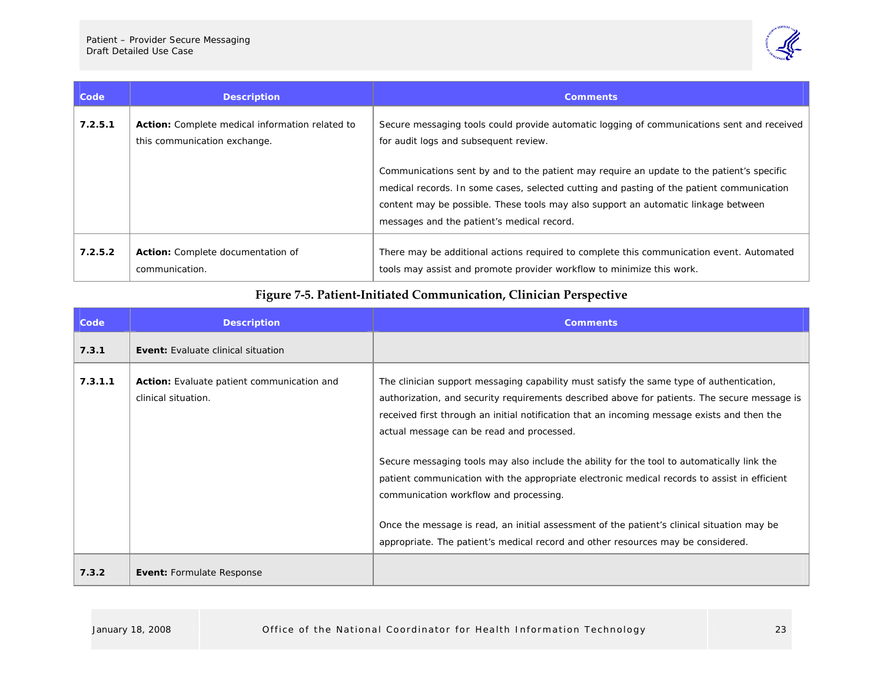| Code | Description | Comments |
|---|---|---|
| 7.2.5.1 | **Action:** Complete medical information related to this communication exchange. | Secure messaging tools could provide automatic logging of communications sent and received for audit logs and subsequent review.<br><br>Communications sent by and to the patient may require an update to the patient's specific medical records. In some cases, selected cutting and pasting of the patient communication content may be possible. These tools may also support an automatic linkage between messages and the patient's medical record. |
| 7.2.5.2 | **Action:** Complete documentation of communication. | There may be additional actions required to complete this communication event. Automated tools may assist and promote provider workflow to minimize this work. |

**Figure 7-5. Patient-Initiated Communication, Clinician Perspective**

| Code | Description | Comments |
|---|---|---|
| 7.3.1 | **Event:** Evaluate clinical situation | |
| 7.3.1.1 | **Action:** Evaluate patient communication and clinical situation. | The clinician support messaging capability must satisfy the same type of authentication, authorization, and security requirements described above for patients. The secure message is received first through an initial notification that an incoming message exists and then the actual message can be read and processed.<br><br>Secure messaging tools may also include the ability for the tool to automatically link the patient communication with the appropriate electronic medical records to assist in efficient communication workflow and processing.<br><br>Once the message is read, an initial assessment of the patient's clinical situation may be appropriate. The patient's medical record and other resources may be considered. |
| 7.3.2 | **Event:** Formulate Response | |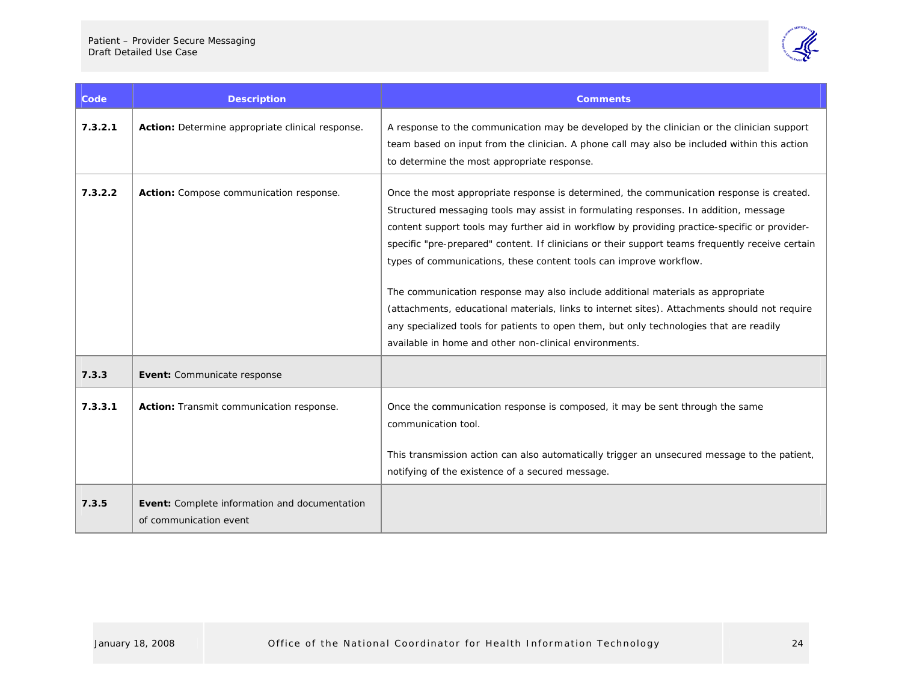| Code | Description | Comments |
| --- | --- | --- |
| **7.3.2.1** | **Action:** Determine appropriate clinical response. | A response to the communication may be developed by the clinician or the clinician support team based on input from the clinician. A phone call may also be included within this action to determine the most appropriate response. |
| **7.3.2.2** | **Action:** Compose communication response. | Once the most appropriate response is determined, the communication response is created. Structured messaging tools may assist in formulating responses. In addition, message content support tools may further aid in workflow by providing practice-specific or provider-specific "pre-prepared" content. If clinicians or their support teams frequently receive certain types of communications, these content tools can improve workflow.<br><br>The communication response may also include additional materials as appropriate (attachments, educational materials, links to internet sites). Attachments should not require any specialized tools for patients to open them, but only technologies that are readily available in home and other non-clinical environments. |
| **7.3.3** | **Event:** Communicate response | |
| **7.3.3.1** | **Action:** Transmit communication response. | Once the communication response is composed, it may be sent through the same communication tool.<br><br>This transmission action can also automatically trigger an unsecured message to the patient, notifying of the existence of a secured message. |
| **7.3.5** | **Event:** Complete information and documentation of communication event | |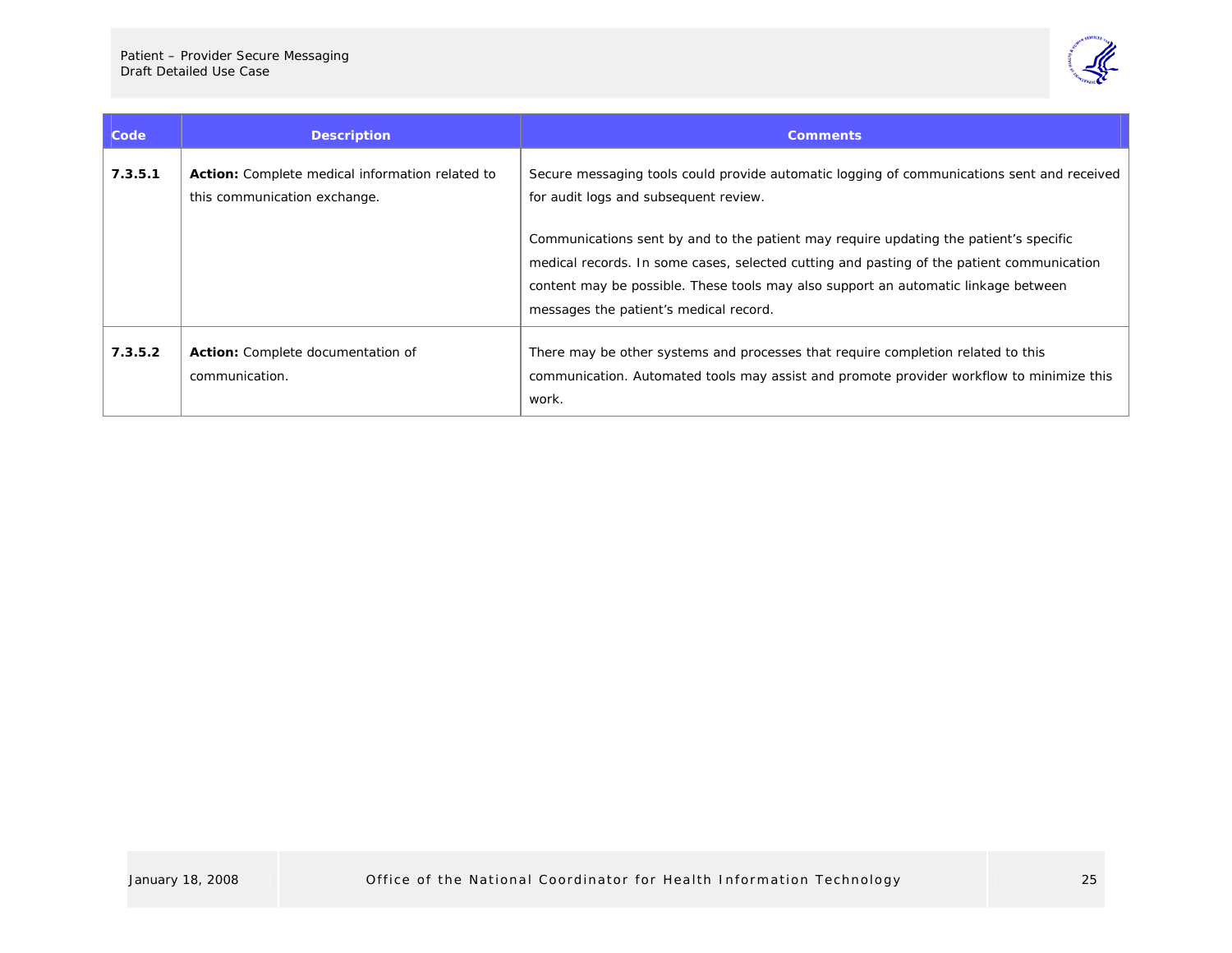| Code | Description | Comments |
| --- | --- | --- |
| 7.3.5.1 | **Action:** Complete medical information related to this communication exchange. | Secure messaging tools could provide automatic logging of communications sent and received for audit logs and subsequent review.<br><br>Communications sent by and to the patient may require updating the patient's specific medical records. In some cases, selected cutting and pasting of the patient communication content may be possible. These tools may also support an automatic linkage between messages the patient's medical record. |
| 7.3.5.2 | **Action:** Complete documentation of communication. | There may be other systems and processes that require completion related to this communication. Automated tools may assist and promote provider workflow to minimize this work. |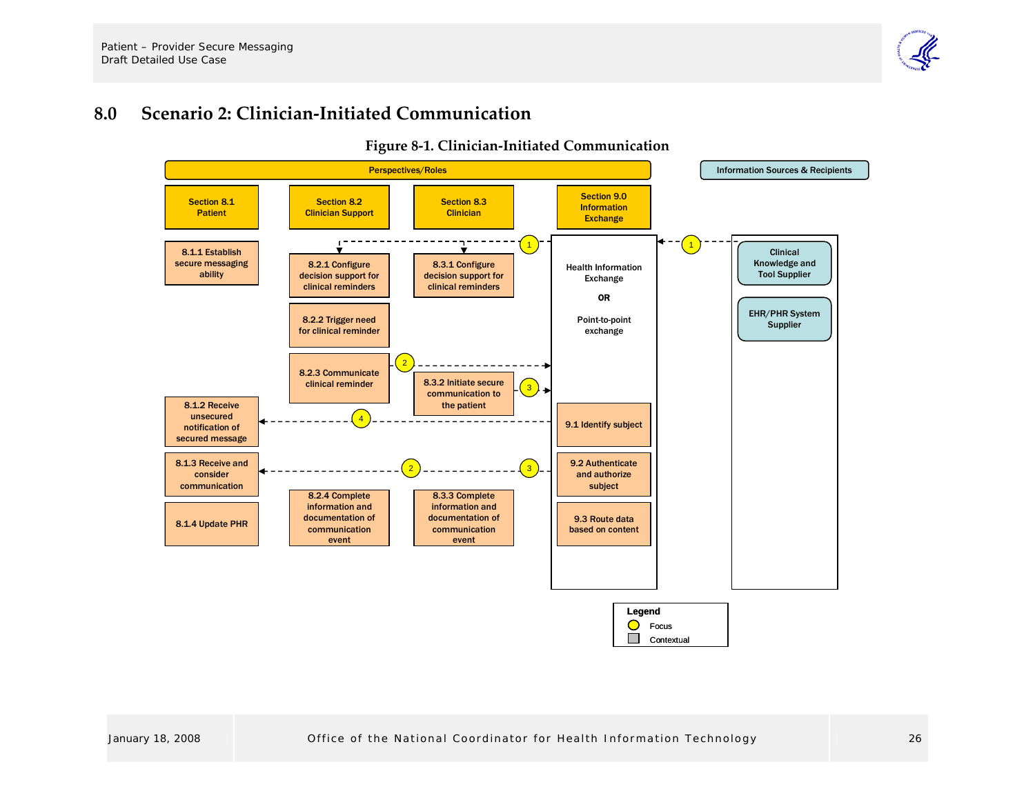# 8.0 Scenario 2: Clinician-Initiated Communication

**Figure 8-1. Clinician-Initiated Communication**

Perspectives/Roles

Information Sources & Recipients

**Section 8.1 Patient**

- 8.1.1 Establish secure messaging ability
- 8.1.2 Receive unsecured notification of secured message
- 8.1.3 Receive and consider communication
- 8.1.4 Update PHR

**Section 8.2 Clinician Support**

- 8.2.1 Configure decision support for clinical reminders
- 8.2.2 Trigger need for clinical reminder
- 8.2.3 Communicate clinical reminder
- 8.2.4 Complete information and documentation of communication event

**Section 8.3 Clinician**

- 8.3.1 Configure decision support for clinical reminders
- 8.3.2 Initiate secure communication to the patient
- 8.3.3 Complete information and documentation of communication event

**Section 9.0 Information Exchange**

Health Information Exchange

OR

Point-to-point exchange

- 9.1 Identify subject
- 9.2 Authenticate and authorize subject
- 9.3 Route data based on content

**Information Sources & Recipients**

- Clinical Knowledge and Tool Supplier
- EHR/PHR System Supplier

Legend

- Focus
- Contextual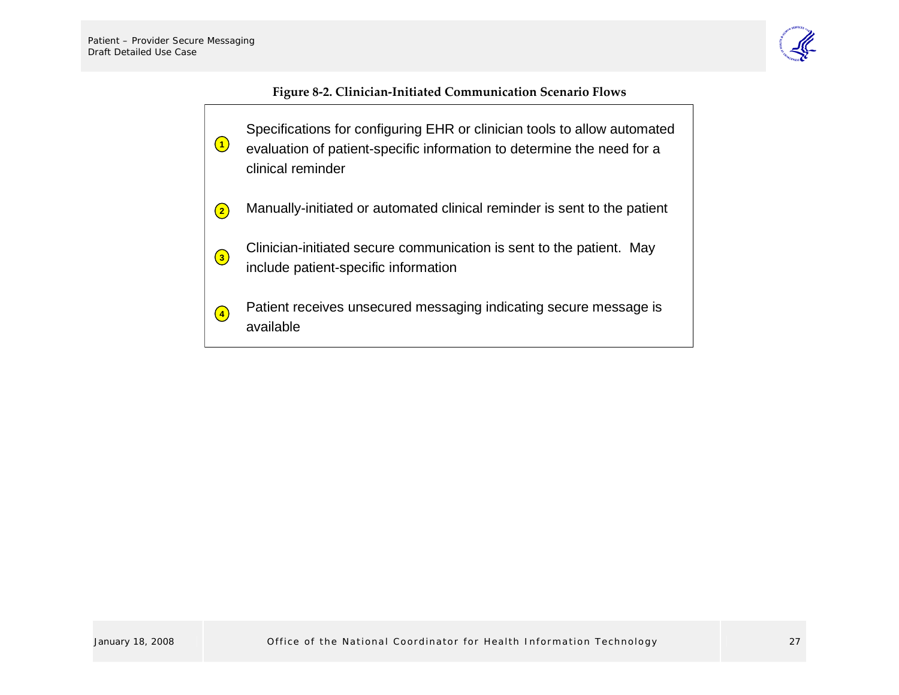**Figure 8-2. Clinician-Initiated Communication Scenario Flows**

1. Specifications for configuring EHR or clinician tools to allow automated evaluation of patient-specific information to determine the need for a clinical reminder
2. Manually-initiated or automated clinical reminder is sent to the patient
3. Clinician-initiated secure communication is sent to the patient. May include patient-specific information
4. Patient receives unsecured messaging indicating secure message is available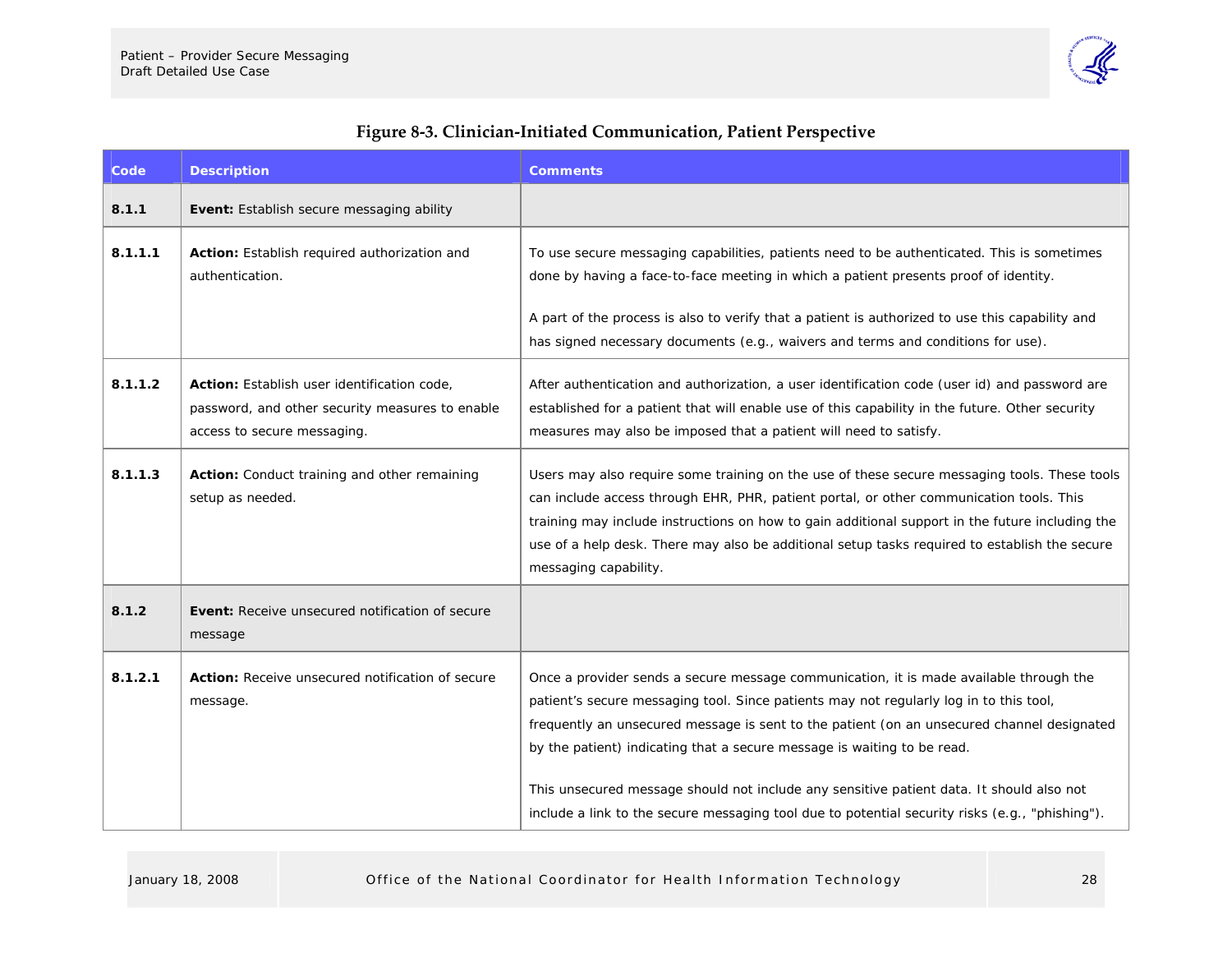**Figure 8-3. Clinician-Initiated Communication, Patient Perspective**

| Code | Description | Comments |
|---|---|---|
| **8.1.1** | **Event:** Establish secure messaging ability | |
| **8.1.1.1** | **Action:** Establish required authorization and authentication. | To use secure messaging capabilities, patients need to be authenticated. This is sometimes done by having a face-to-face meeting in which a patient presents proof of identity.<br><br>A part of the process is also to verify that a patient is authorized to use this capability and has signed necessary documents (e.g., waivers and terms and conditions for use). |
| **8.1.1.2** | **Action:** Establish user identification code, password, and other security measures to enable access to secure messaging. | After authentication and authorization, a user identification code (user id) and password are established for a patient that will enable use of this capability in the future. Other security measures may also be imposed that a patient will need to satisfy. |
| **8.1.1.3** | **Action:** Conduct training and other remaining setup as needed. | Users may also require some training on the use of these secure messaging tools. These tools can include access through EHR, PHR, patient portal, or other communication tools. This training may include instructions on how to gain additional support in the future including the use of a help desk. There may also be additional setup tasks required to establish the secure messaging capability. |
| **8.1.2** | **Event:** Receive unsecured notification of secure message | |
| **8.1.2.1** | **Action:** Receive unsecured notification of secure message. | Once a provider sends a secure message communication, it is made available through the patient's secure messaging tool. Since patients may not regularly log in to this tool, frequently an unsecured message is sent to the patient (on an unsecured channel designated by the patient) indicating that a secure message is waiting to be read.<br><br>This unsecured message should not include any sensitive patient data. It should also not include a link to the secure messaging tool due to potential security risks (e.g., "phishing"). |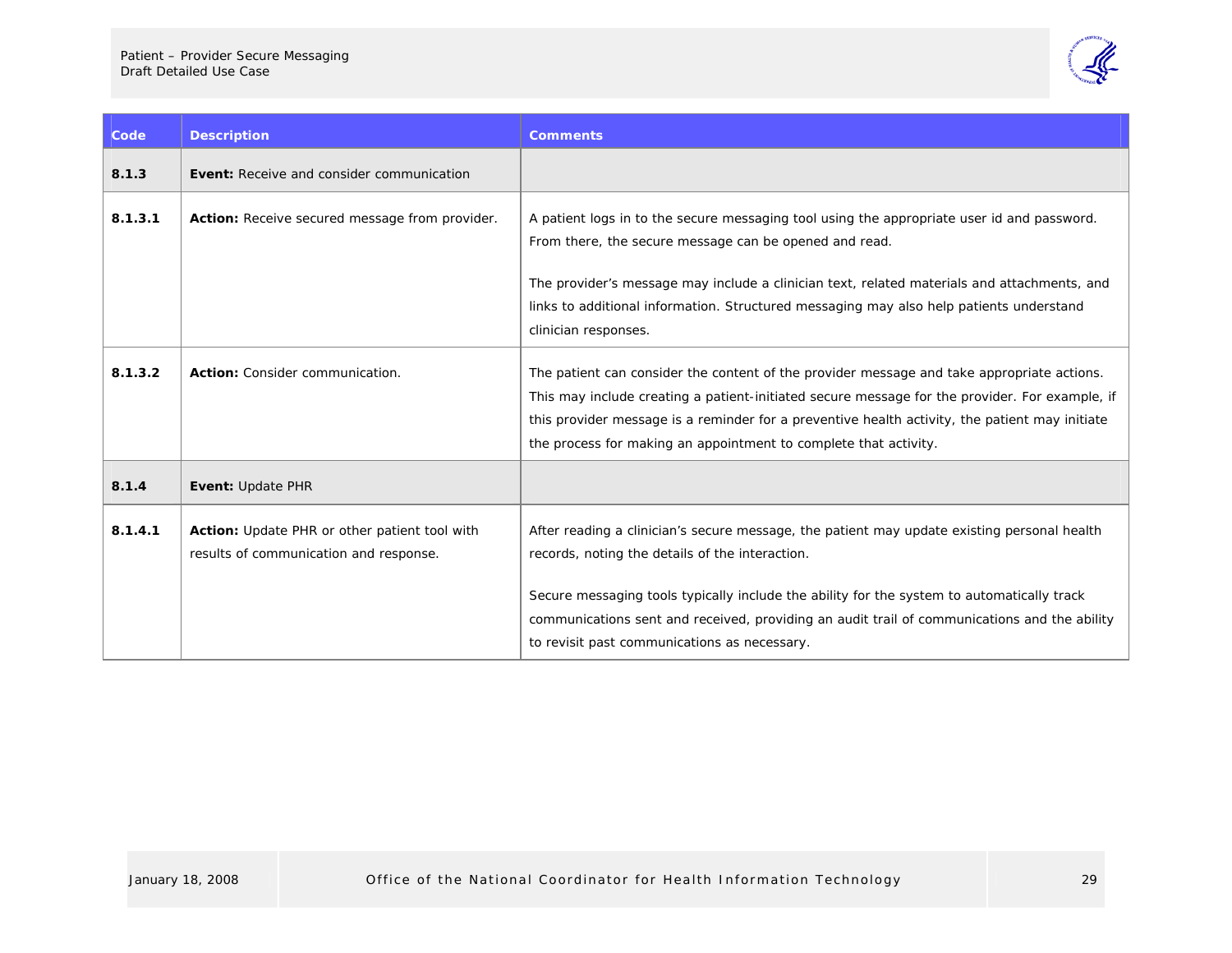| Code | Description | Comments |
|---|---|---|
| **8.1.3** | **Event:** Receive and consider communication | |
| **8.1.3.1** | **Action:** Receive secured message from provider. | A patient logs in to the secure messaging tool using the appropriate user id and password. From there, the secure message can be opened and read.<br><br>The provider's message may include a clinician text, related materials and attachments, and links to additional information. Structured messaging may also help patients understand clinician responses. |
| **8.1.3.2** | **Action:** Consider communication. | The patient can consider the content of the provider message and take appropriate actions. This may include creating a patient-initiated secure message for the provider. For example, if this provider message is a reminder for a preventive health activity, the patient may initiate the process for making an appointment to complete that activity. |
| **8.1.4** | **Event:** Update PHR | |
| **8.1.4.1** | **Action:** Update PHR or other patient tool with results of communication and response. | After reading a clinician's secure message, the patient may update existing personal health records, noting the details of the interaction.<br><br>Secure messaging tools typically include the ability for the system to automatically track communications sent and received, providing an audit trail of communications and the ability to revisit past communications as necessary. |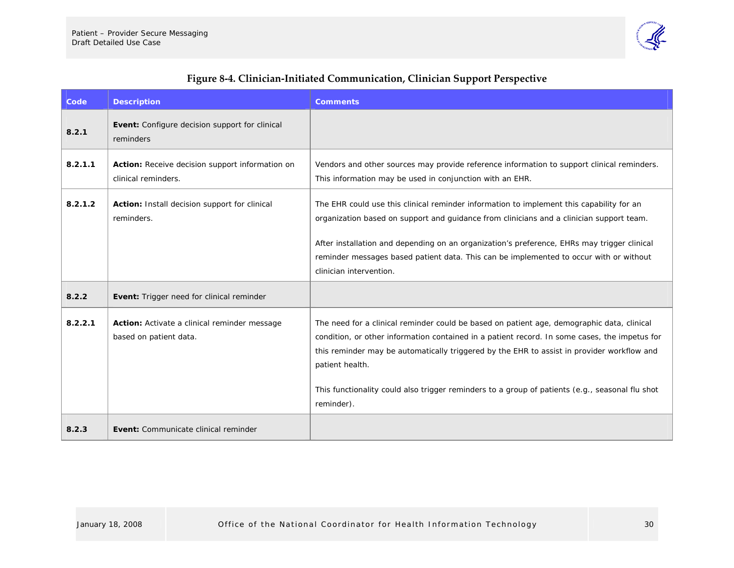**Figure 8-4. Clinician-Initiated Communication, Clinician Support Perspective**

| Code | Description | Comments |
|---|---|---|
| **8.2.1** | **Event:** Configure decision support for clinical reminders | |
| **8.2.1.1** | **Action:** Receive decision support information on clinical reminders. | Vendors and other sources may provide reference information to support clinical reminders. This information may be used in conjunction with an EHR. |
| **8.2.1.2** | **Action:** Install decision support for clinical reminders. | The EHR could use this clinical reminder information to implement this capability for an organization based on support and guidance from clinicians and a clinician support team.<br><br>After installation and depending on an organization's preference, EHRs may trigger clinical reminder messages based patient data. This can be implemented to occur with or without clinician intervention. |
| **8.2.2** | **Event:** Trigger need for clinical reminder | |
| **8.2.2.1** | **Action:** Activate a clinical reminder message based on patient data. | The need for a clinical reminder could be based on patient age, demographic data, clinical condition, or other information contained in a patient record. In some cases, the impetus for this reminder may be automatically triggered by the EHR to assist in provider workflow and patient health.<br><br>This functionality could also trigger reminders to a group of patients (e.g., seasonal flu shot reminder). |
| **8.2.3** | **Event:** Communicate clinical reminder | |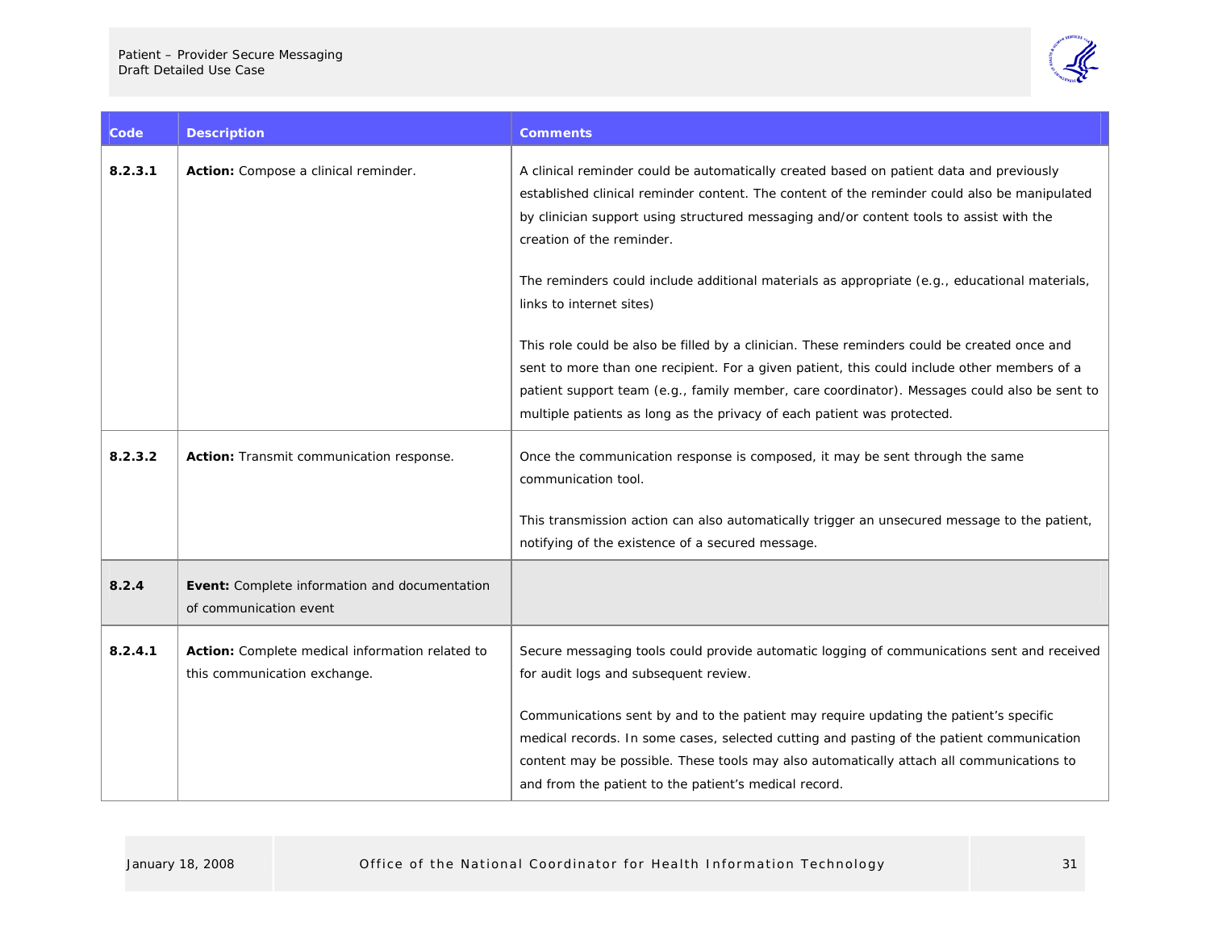| Code | Description | Comments |
| --- | --- | --- |
| 8.2.3.1 | **Action:** Compose a clinical reminder. | A clinical reminder could be automatically created based on patient data and previously established clinical reminder content. The content of the reminder could also be manipulated by clinician support using structured messaging and/or content tools to assist with the creation of the reminder.<br><br>The reminders could include additional materials as appropriate (e.g., educational materials, links to internet sites)<br><br>This role could be also be filled by a clinician. These reminders could be created once and sent to more than one recipient. For a given patient, this could include other members of a patient support team (e.g., family member, care coordinator). Messages could also be sent to multiple patients as long as the privacy of each patient was protected. |
| 8.2.3.2 | **Action:** Transmit communication response. | Once the communication response is composed, it may be sent through the same communication tool.<br><br>This transmission action can also automatically trigger an unsecured message to the patient, notifying of the existence of a secured message. |
| 8.2.4 | **Event:** Complete information and documentation of communication event | |
| 8.2.4.1 | **Action:** Complete medical information related to this communication exchange. | Secure messaging tools could provide automatic logging of communications sent and received for audit logs and subsequent review.<br><br>Communications sent by and to the patient may require updating the patient's specific medical records. In some cases, selected cutting and pasting of the patient communication content may be possible. These tools may also automatically attach all communications to and from the patient to the patient's medical record. |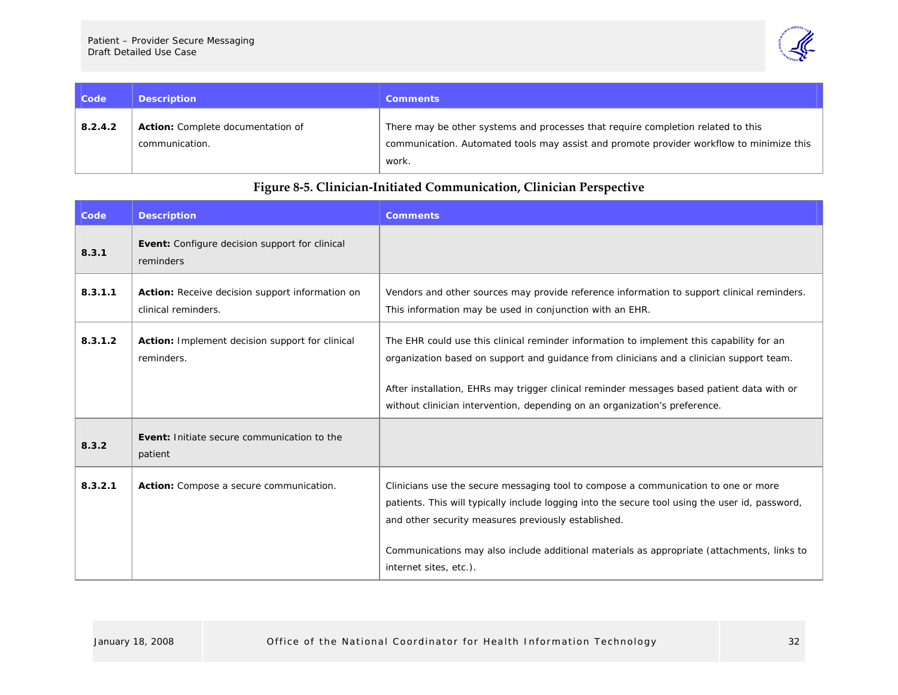| Code | Description | Comments |
|---|---|---|
| 8.2.4.2 | **Action:** Complete documentation of communication. | There may be other systems and processes that require completion related to this communication. Automated tools may assist and promote provider workflow to minimize this work. |

**Figure 8-5. Clinician-Initiated Communication, Clinician Perspective**

| Code | Description | Comments |
|---|---|---|
| 8.3.1 | **Event:** Configure decision support for clinical reminders | |
| 8.3.1.1 | **Action:** Receive decision support information on clinical reminders. | Vendors and other sources may provide reference information to support clinical reminders. This information may be used in conjunction with an EHR. |
| 8.3.1.2 | **Action:** Implement decision support for clinical reminders. | The EHR could use this clinical reminder information to implement this capability for an organization based on support and guidance from clinicians and a clinician support team.<br><br>After installation, EHRs may trigger clinical reminder messages based patient data with or without clinician intervention, depending on an organization's preference. |
| 8.3.2 | **Event:** Initiate secure communication to the patient | |
| 8.3.2.1 | **Action:** Compose a secure communication. | Clinicians use the secure messaging tool to compose a communication to one or more patients. This will typically include logging into the secure tool using the user id, password, and other security measures previously established.<br><br>Communications may also include additional materials as appropriate (attachments, links to internet sites, etc.). |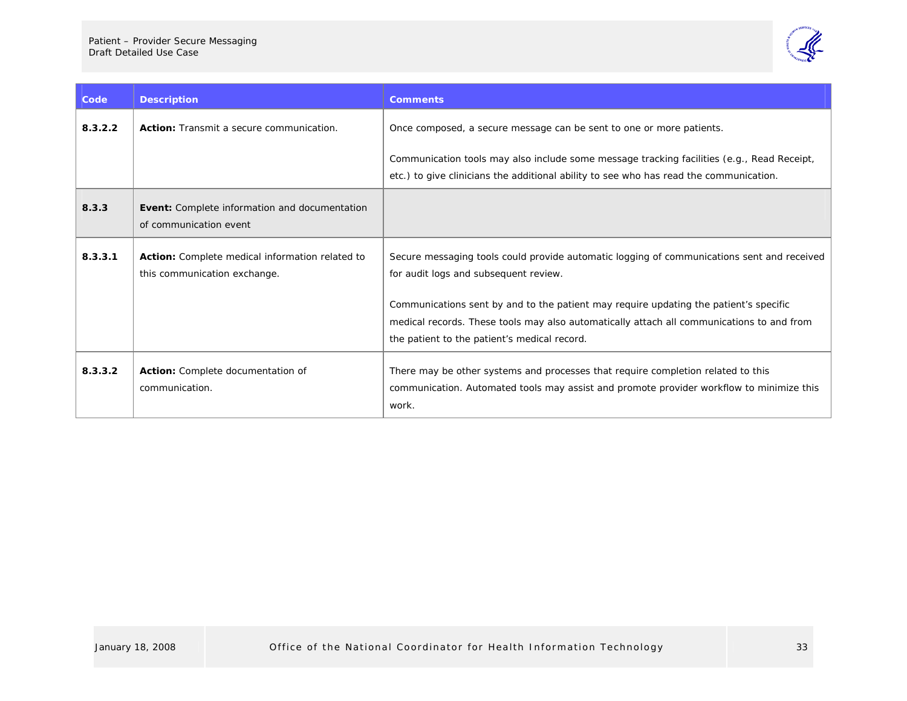| Code | Description | Comments |
| --- | --- | --- |
| 8.3.2.2 | **Action:** Transmit a secure communication. | Once composed, a secure message can be sent to one or more patients.<br><br>Communication tools may also include some message tracking facilities (e.g., Read Receipt, etc.) to give clinicians the additional ability to see who has read the communication. |
| **8.3.3** | **Event:** Complete information and documentation of communication event | |
| 8.3.3.1 | **Action:** Complete medical information related to this communication exchange. | Secure messaging tools could provide automatic logging of communications sent and received for audit logs and subsequent review.<br><br>Communications sent by and to the patient may require updating the patient's specific medical records. These tools may also automatically attach all communications to and from the patient to the patient's medical record. |
| 8.3.3.2 | **Action:** Complete documentation of communication. | There may be other systems and processes that require completion related to this communication. Automated tools may assist and promote provider workflow to minimize this work. |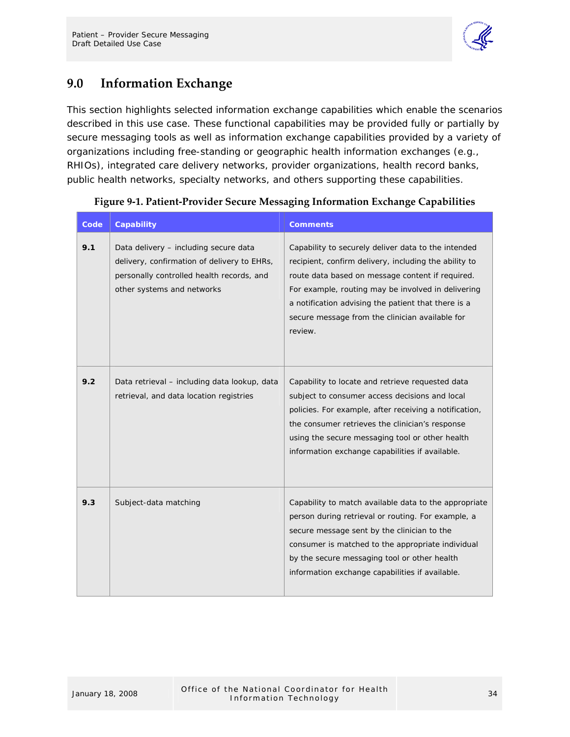## 9.0 Information Exchange

This section highlights selected information exchange capabilities which enable the scenarios described in this use case. These functional capabilities may be provided fully or partially by secure messaging tools as well as information exchange capabilities provided by a variety of organizations including free-standing or geographic health information exchanges (e.g., RHIOs), integrated care delivery networks, provider organizations, health record banks, public health networks, specialty networks, and others supporting these capabilities.

**Figure 9-1. Patient-Provider Secure Messaging Information Exchange Capabilities**

| Code | Capability | Comments |
|---|---|---|
| **9.1** | Data delivery – including secure data delivery, confirmation of delivery to EHRs, personally controlled health records, and other systems and networks | Capability to securely deliver data to the intended recipient, confirm delivery, including the ability to route data based on message content if required. For example, routing may be involved in delivering a notification advising the patient that there is a secure message from the clinician available for review. |
| **9.2** | Data retrieval – including data lookup, data retrieval, and data location registries | Capability to locate and retrieve requested data subject to consumer access decisions and local policies. For example, after receiving a notification, the consumer retrieves the clinician's response using the secure messaging tool or other health information exchange capabilities if available. |
| **9.3** | Subject-data matching | Capability to match available data to the appropriate person during retrieval or routing. For example, a secure message sent by the clinician to the consumer is matched to the appropriate individual by the secure messaging tool or other health information exchange capabilities if available. |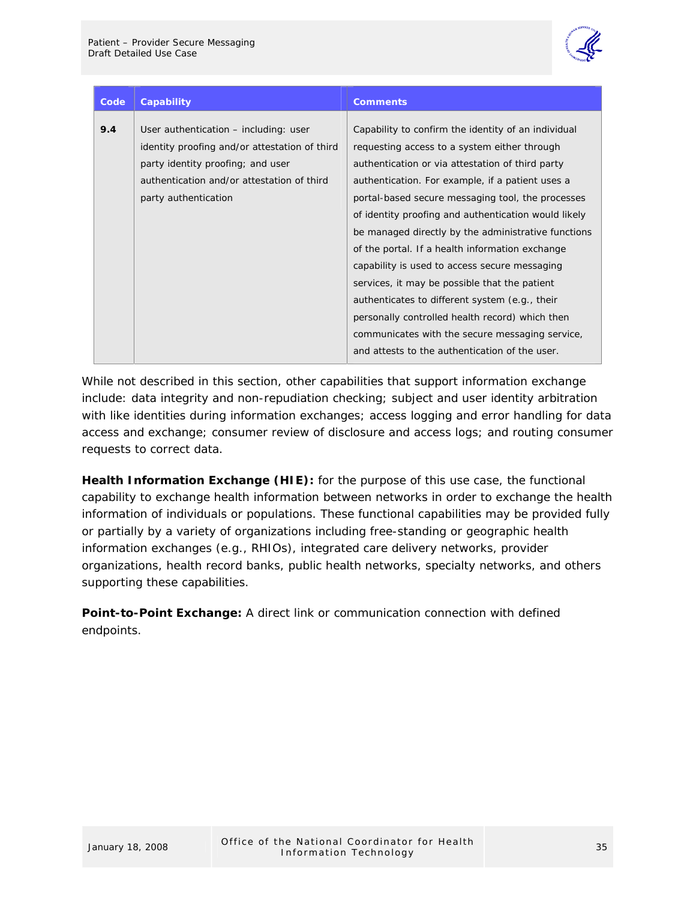| Code | Capability | Comments |
| --- | --- | --- |
| **9.4** | User authentication – including: user identity proofing and/or attestation of third party identity proofing; and user authentication and/or attestation of third party authentication | Capability to confirm the identity of an individual requesting access to a system either through authentication or via attestation of third party authentication. For example, if a patient uses a portal-based secure messaging tool, the processes of identity proofing and authentication would likely be managed directly by the administrative functions of the portal. If a health information exchange capability is used to access secure messaging services, it may be possible that the patient authenticates to different system (e.g., their personally controlled health record) which then communicates with the secure messaging service, and attests to the authentication of the user. |

While not described in this section, other capabilities that support information exchange include: data integrity and non-repudiation checking; subject and user identity arbitration with like identities during information exchanges; access logging and error handling for data access and exchange; consumer review of disclosure and access logs; and routing consumer requests to correct data.

**Health Information Exchange (HIE):** for the purpose of this use case, the functional capability to exchange health information between networks in order to exchange the health information of individuals or populations. These functional capabilities may be provided fully or partially by a variety of organizations including free-standing or geographic health information exchanges (e.g., RHIOs), integrated care delivery networks, provider organizations, health record banks, public health networks, specialty networks, and others supporting these capabilities.

**Point-to-Point Exchange:** A direct link or communication connection with defined endpoints.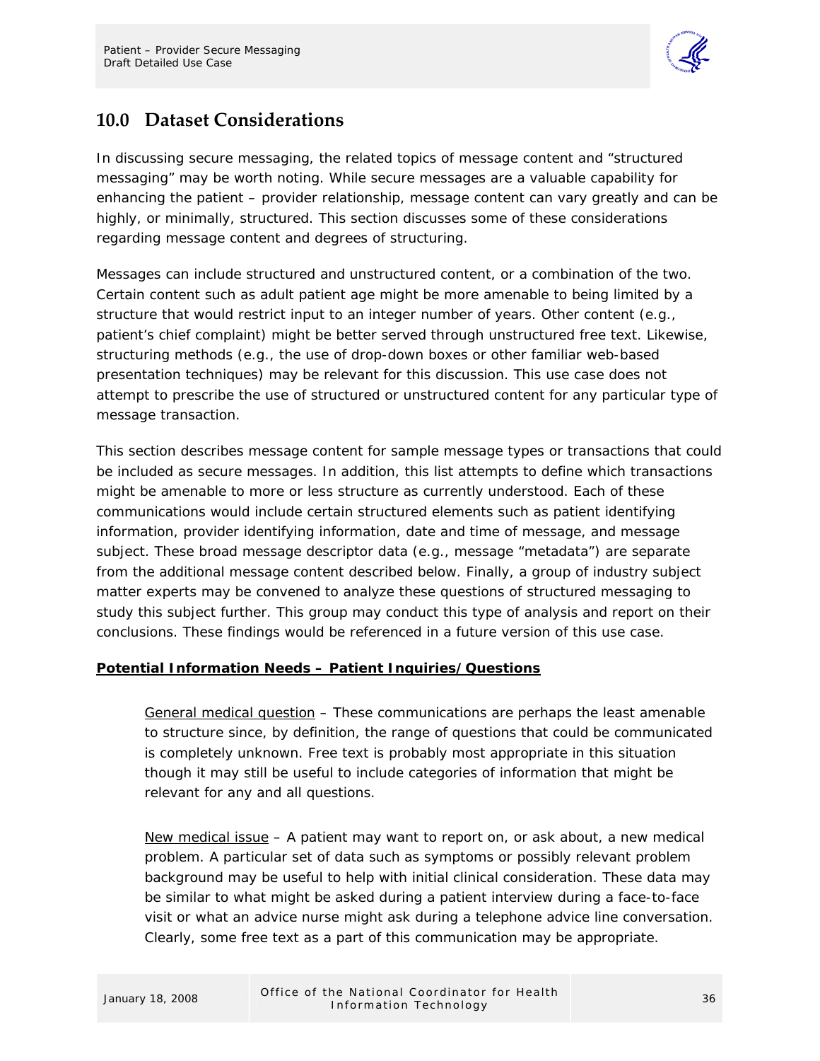## 10.0 Dataset Considerations

In discussing secure messaging, the related topics of message content and "structured messaging" may be worth noting. While secure messages are a valuable capability for enhancing the patient – provider relationship, message content can vary greatly and can be highly, or minimally, structured. This section discusses some of these considerations regarding message content and degrees of structuring.

Messages can include structured and unstructured content, or a combination of the two. Certain content such as adult patient age might be more amenable to being limited by a structure that would restrict input to an integer number of years. Other content (e.g., patient's chief complaint) might be better served through unstructured free text. Likewise, structuring methods (e.g., the use of drop-down boxes or other familiar web-based presentation techniques) may be relevant for this discussion. This use case does not attempt to prescribe the use of structured or unstructured content for any particular type of message transaction.

This section describes message content for sample message types or transactions that could be included as secure messages. In addition, this list attempts to define which transactions might be amenable to more or less structure as currently understood. Each of these communications would include certain structured elements such as patient identifying information, provider identifying information, date and time of message, and message subject. These broad message descriptor data (e.g., message "metadata") are separate from the additional message content described below. Finally, a group of industry subject matter experts may be convened to analyze these questions of structured messaging to study this subject further. This group may conduct this type of analysis and report on their conclusions. These findings would be referenced in a future version of this use case.

**Potential Information Needs – Patient Inquiries/Questions**

General medical question – These communications are perhaps the least amenable to structure since, by definition, the range of questions that could be communicated is completely unknown. Free text is probably most appropriate in this situation though it may still be useful to include categories of information that might be relevant for any and all questions.

New medical issue – A patient may want to report on, or ask about, a new medical problem. A particular set of data such as symptoms or possibly relevant problem background may be useful to help with initial clinical consideration. These data may be similar to what might be asked during a patient interview during a face-to-face visit or what an advice nurse might ask during a telephone advice line conversation. Clearly, some free text as a part of this communication may be appropriate.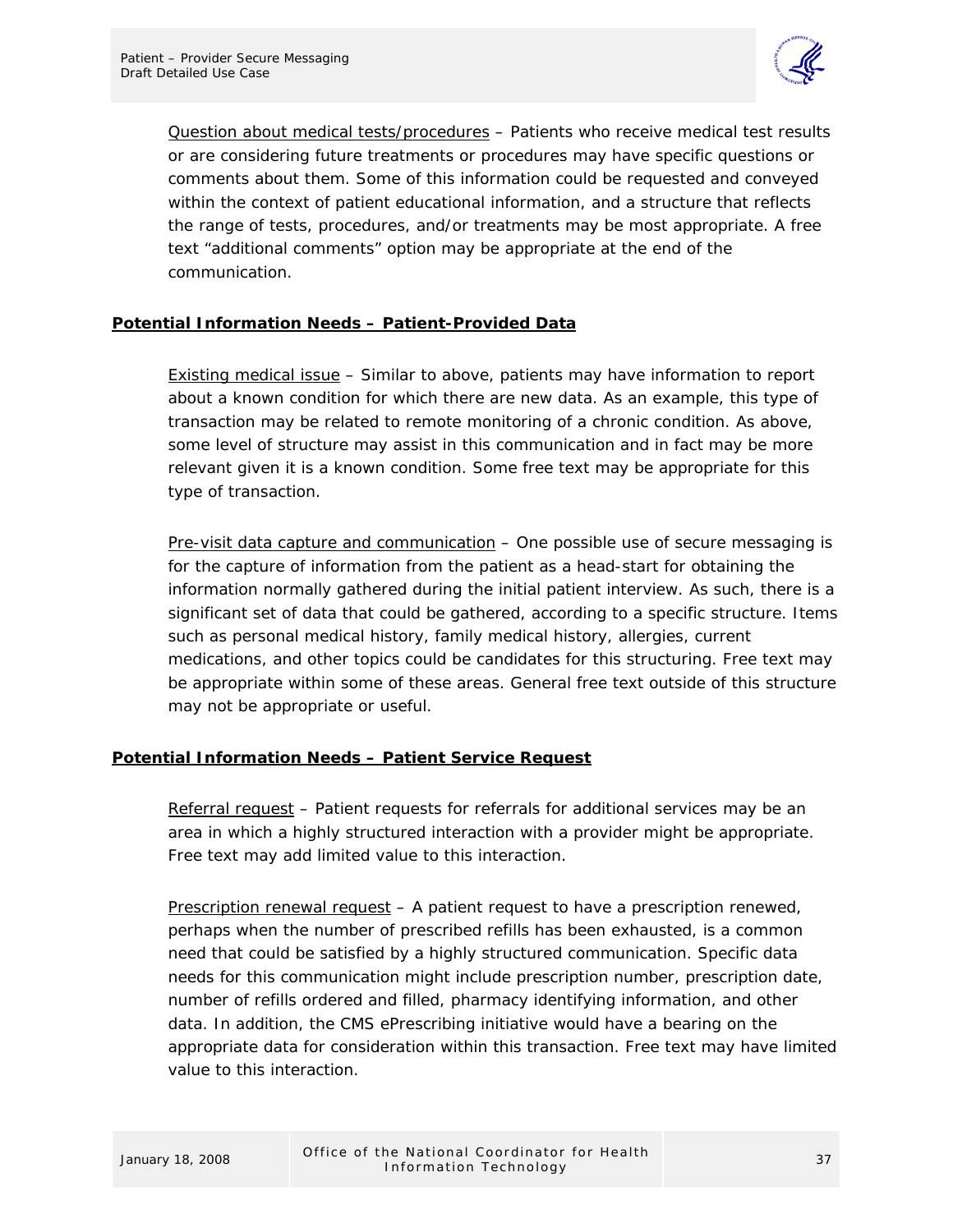Question about medical tests/procedures – Patients who receive medical test results or are considering future treatments or procedures may have specific questions or comments about them. Some of this information could be requested and conveyed within the context of patient educational information, and a structure that reflects the range of tests, procedures, and/or treatments may be most appropriate. A free text "additional comments" option may be appropriate at the end of the communication.

**Potential Information Needs – Patient-Provided Data**

Existing medical issue – Similar to above, patients may have information to report about a known condition for which there are new data. As an example, this type of transaction may be related to remote monitoring of a chronic condition. As above, some level of structure may assist in this communication and in fact may be more relevant given it is a known condition. Some free text may be appropriate for this type of transaction.

Pre-visit data capture and communication – One possible use of secure messaging is for the capture of information from the patient as a head-start for obtaining the information normally gathered during the initial patient interview. As such, there is a significant set of data that could be gathered, according to a specific structure. Items such as personal medical history, family medical history, allergies, current medications, and other topics could be candidates for this structuring. Free text may be appropriate within some of these areas. General free text outside of this structure may not be appropriate or useful.

**Potential Information Needs – Patient Service Request**

Referral request – Patient requests for referrals for additional services may be an area in which a highly structured interaction with a provider might be appropriate. Free text may add limited value to this interaction.

Prescription renewal request – A patient request to have a prescription renewed, perhaps when the number of prescribed refills has been exhausted, is a common need that could be satisfied by a highly structured communication. Specific data needs for this communication might include prescription number, prescription date, number of refills ordered and filled, pharmacy identifying information, and other data. In addition, the CMS ePrescribing initiative would have a bearing on the appropriate data for consideration within this transaction. Free text may have limited value to this interaction.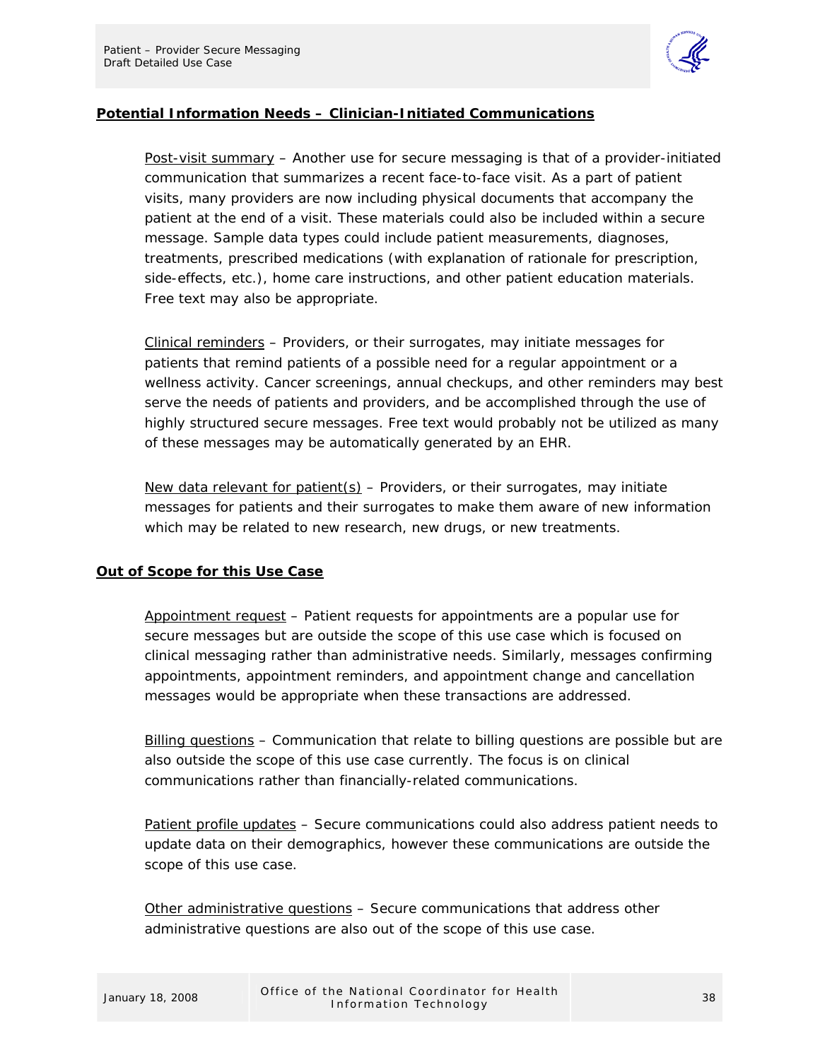**Potential Information Needs – Clinician-Initiated Communications**

Post-visit summary – Another use for secure messaging is that of a provider-initiated communication that summarizes a recent face-to-face visit. As a part of patient visits, many providers are now including physical documents that accompany the patient at the end of a visit. These materials could also be included within a secure message. Sample data types could include patient measurements, diagnoses, treatments, prescribed medications (with explanation of rationale for prescription, side-effects, etc.), home care instructions, and other patient education materials. Free text may also be appropriate.

Clinical reminders – Providers, or their surrogates, may initiate messages for patients that remind patients of a possible need for a regular appointment or a wellness activity. Cancer screenings, annual checkups, and other reminders may best serve the needs of patients and providers, and be accomplished through the use of highly structured secure messages. Free text would probably not be utilized as many of these messages may be automatically generated by an EHR.

New data relevant for patient(s) – Providers, or their surrogates, may initiate messages for patients and their surrogates to make them aware of new information which may be related to new research, new drugs, or new treatments.

**Out of Scope for this Use Case**

Appointment request – Patient requests for appointments are a popular use for secure messages but are outside the scope of this use case which is focused on clinical messaging rather than administrative needs. Similarly, messages confirming appointments, appointment reminders, and appointment change and cancellation messages would be appropriate when these transactions are addressed.

Billing questions – Communication that relate to billing questions are possible but are also outside the scope of this use case currently. The focus is on clinical communications rather than financially-related communications.

Patient profile updates – Secure communications could also address patient needs to update data on their demographics, however these communications are outside the scope of this use case.

Other administrative questions – Secure communications that address other administrative questions are also out of the scope of this use case.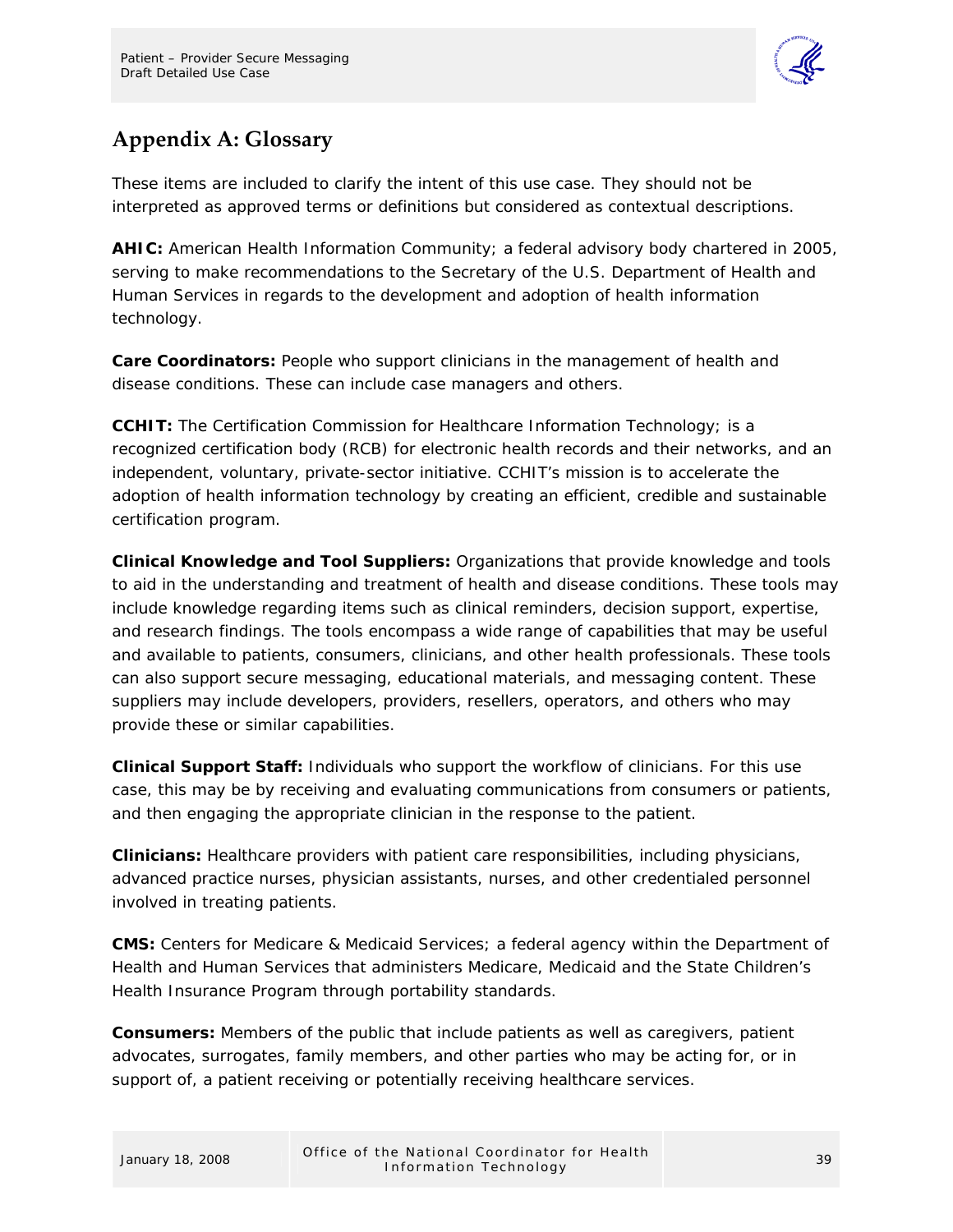## Appendix A: Glossary

These items are included to clarify the intent of this use case. They should not be interpreted as approved terms or definitions but considered as contextual descriptions.

**AHIC:** American Health Information Community; a federal advisory body chartered in 2005, serving to make recommendations to the Secretary of the U.S. Department of Health and Human Services in regards to the development and adoption of health information technology.

**Care Coordinators:** People who support clinicians in the management of health and disease conditions. These can include case managers and others.

**CCHIT:** The Certification Commission for Healthcare Information Technology; is a recognized certification body (RCB) for electronic health records and their networks, and an independent, voluntary, private-sector initiative. CCHIT's mission is to accelerate the adoption of health information technology by creating an efficient, credible and sustainable certification program.

**Clinical Knowledge and Tool Suppliers:** Organizations that provide knowledge and tools to aid in the understanding and treatment of health and disease conditions. These tools may include knowledge regarding items such as clinical reminders, decision support, expertise, and research findings. The tools encompass a wide range of capabilities that may be useful and available to patients, consumers, clinicians, and other health professionals. These tools can also support secure messaging, educational materials, and messaging content. These suppliers may include developers, providers, resellers, operators, and others who may provide these or similar capabilities.

**Clinical Support Staff:** Individuals who support the workflow of clinicians. For this use case, this may be by receiving and evaluating communications from consumers or patients, and then engaging the appropriate clinician in the response to the patient.

**Clinicians:** Healthcare providers with patient care responsibilities, including physicians, advanced practice nurses, physician assistants, nurses, and other credentialed personnel involved in treating patients.

**CMS:** Centers for Medicare & Medicaid Services; a federal agency within the Department of Health and Human Services that administers Medicare, Medicaid and the State Children's Health Insurance Program through portability standards.

**Consumers:** Members of the public that include patients as well as caregivers, patient advocates, surrogates, family members, and other parties who may be acting for, or in support of, a patient receiving or potentially receiving healthcare services.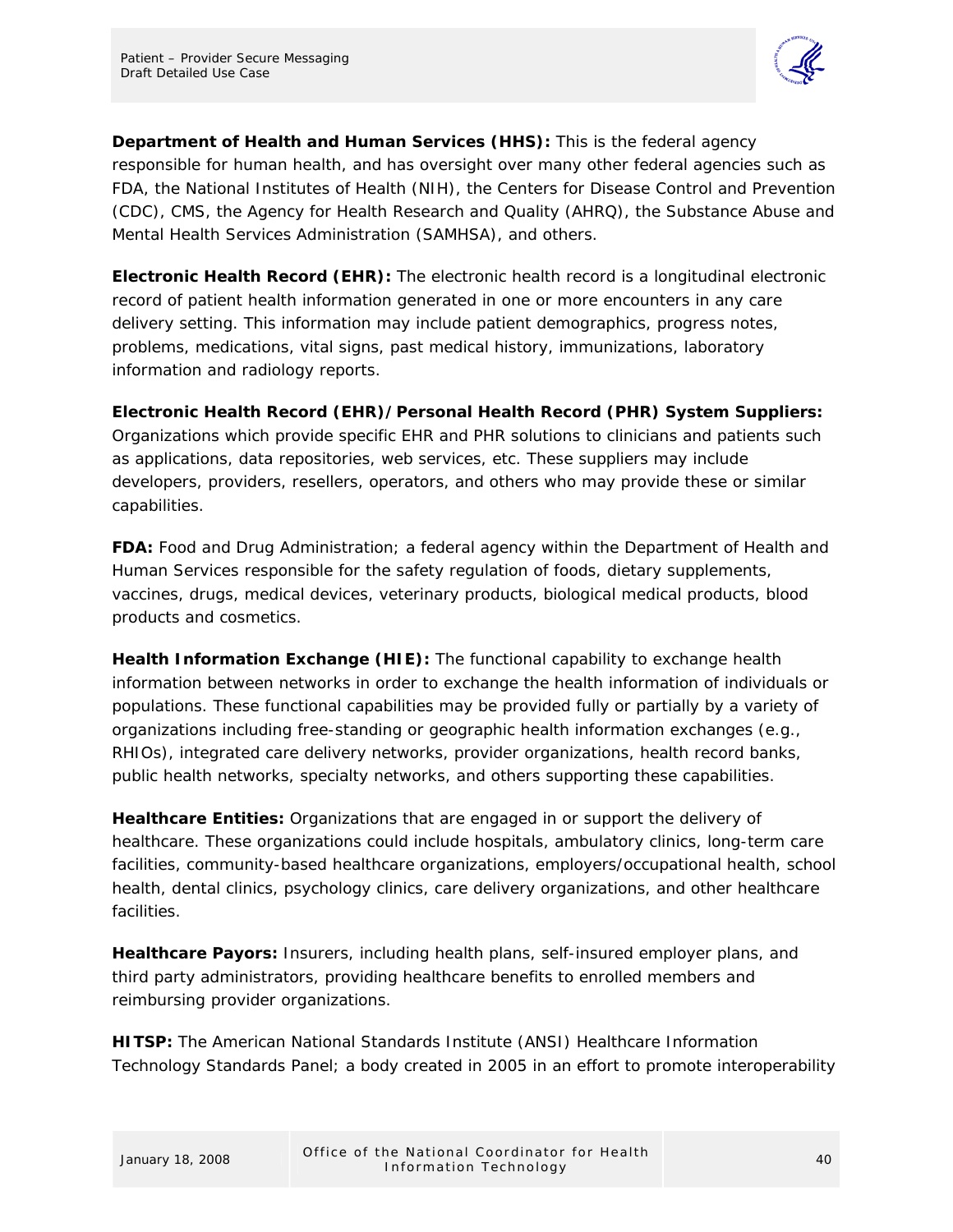**Department of Health and Human Services (HHS):** This is the federal agency responsible for human health, and has oversight over many other federal agencies such as FDA, the National Institutes of Health (NIH), the Centers for Disease Control and Prevention (CDC), CMS, the Agency for Health Research and Quality (AHRQ), the Substance Abuse and Mental Health Services Administration (SAMHSA), and others.

**Electronic Health Record (EHR):** The electronic health record is a longitudinal electronic record of patient health information generated in one or more encounters in any care delivery setting. This information may include patient demographics, progress notes, problems, medications, vital signs, past medical history, immunizations, laboratory information and radiology reports.

**Electronic Health Record (EHR)/Personal Health Record (PHR) System Suppliers:** Organizations which provide specific EHR and PHR solutions to clinicians and patients such as applications, data repositories, web services, etc. These suppliers may include developers, providers, resellers, operators, and others who may provide these or similar capabilities.

**FDA:** Food and Drug Administration; a federal agency within the Department of Health and Human Services responsible for the safety regulation of foods, dietary supplements, vaccines, drugs, medical devices, veterinary products, biological medical products, blood products and cosmetics.

**Health Information Exchange (HIE):** The functional capability to exchange health information between networks in order to exchange the health information of individuals or populations. These functional capabilities may be provided fully or partially by a variety of organizations including free-standing or geographic health information exchanges (e.g., RHIOs), integrated care delivery networks, provider organizations, health record banks, public health networks, specialty networks, and others supporting these capabilities.

**Healthcare Entities:** Organizations that are engaged in or support the delivery of healthcare. These organizations could include hospitals, ambulatory clinics, long-term care facilities, community-based healthcare organizations, employers/occupational health, school health, dental clinics, psychology clinics, care delivery organizations, and other healthcare facilities.

**Healthcare Payors:** Insurers, including health plans, self-insured employer plans, and third party administrators, providing healthcare benefits to enrolled members and reimbursing provider organizations.

**HITSP:** The American National Standards Institute (ANSI) Healthcare Information Technology Standards Panel; a body created in 2005 in an effort to promote interoperability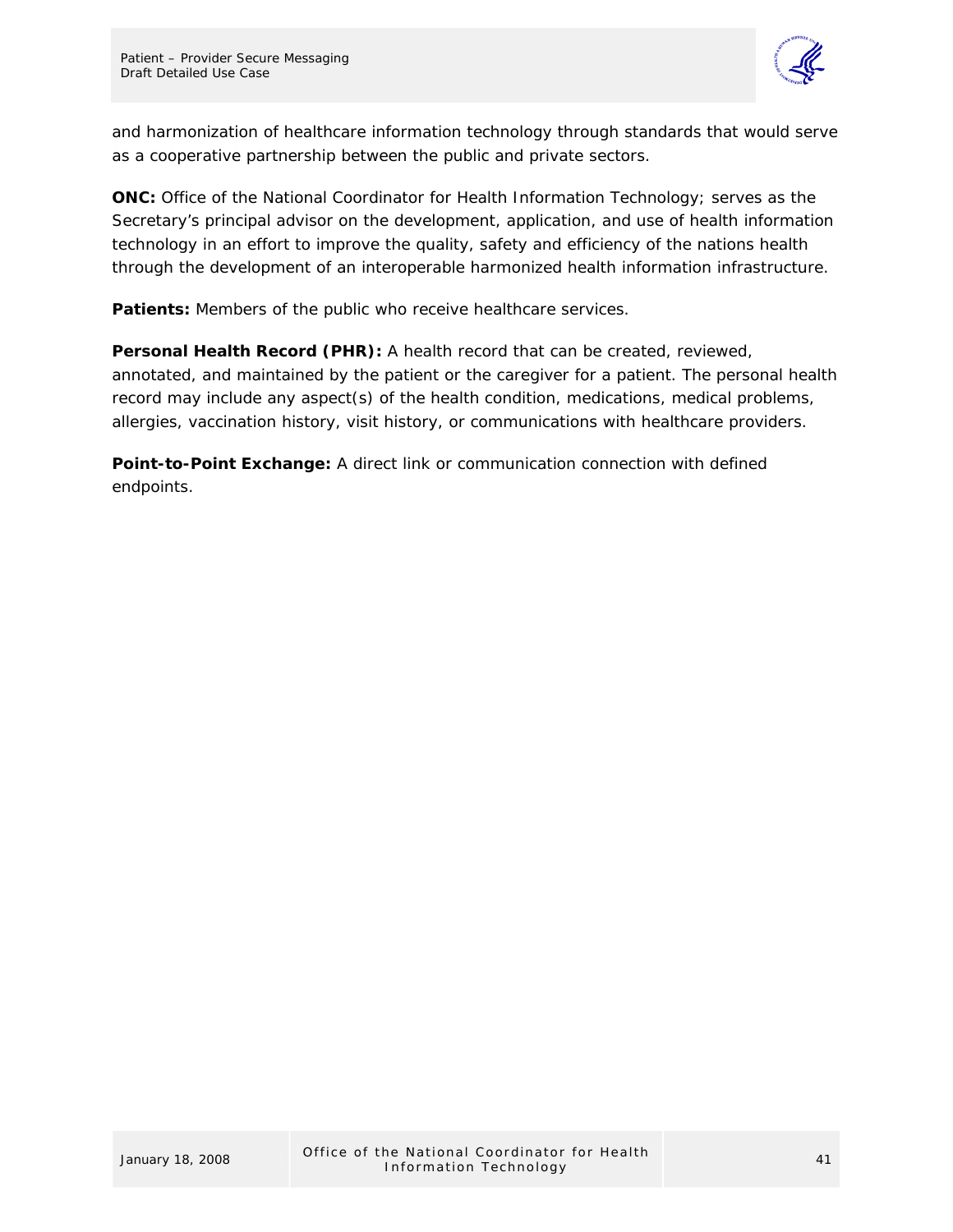and harmonization of healthcare information technology through standards that would serve as a cooperative partnership between the public and private sectors.

**ONC:** Office of the National Coordinator for Health Information Technology; serves as the Secretary's principal advisor on the development, application, and use of health information technology in an effort to improve the quality, safety and efficiency of the nations health through the development of an interoperable harmonized health information infrastructure.

**Patients:** Members of the public who receive healthcare services.

**Personal Health Record (PHR):** A health record that can be created, reviewed, annotated, and maintained by the patient or the caregiver for a patient. The personal health record may include any aspect(s) of the health condition, medications, medical problems, allergies, vaccination history, visit history, or communications with healthcare providers.

**Point-to-Point Exchange:** A direct link or communication connection with defined endpoints.